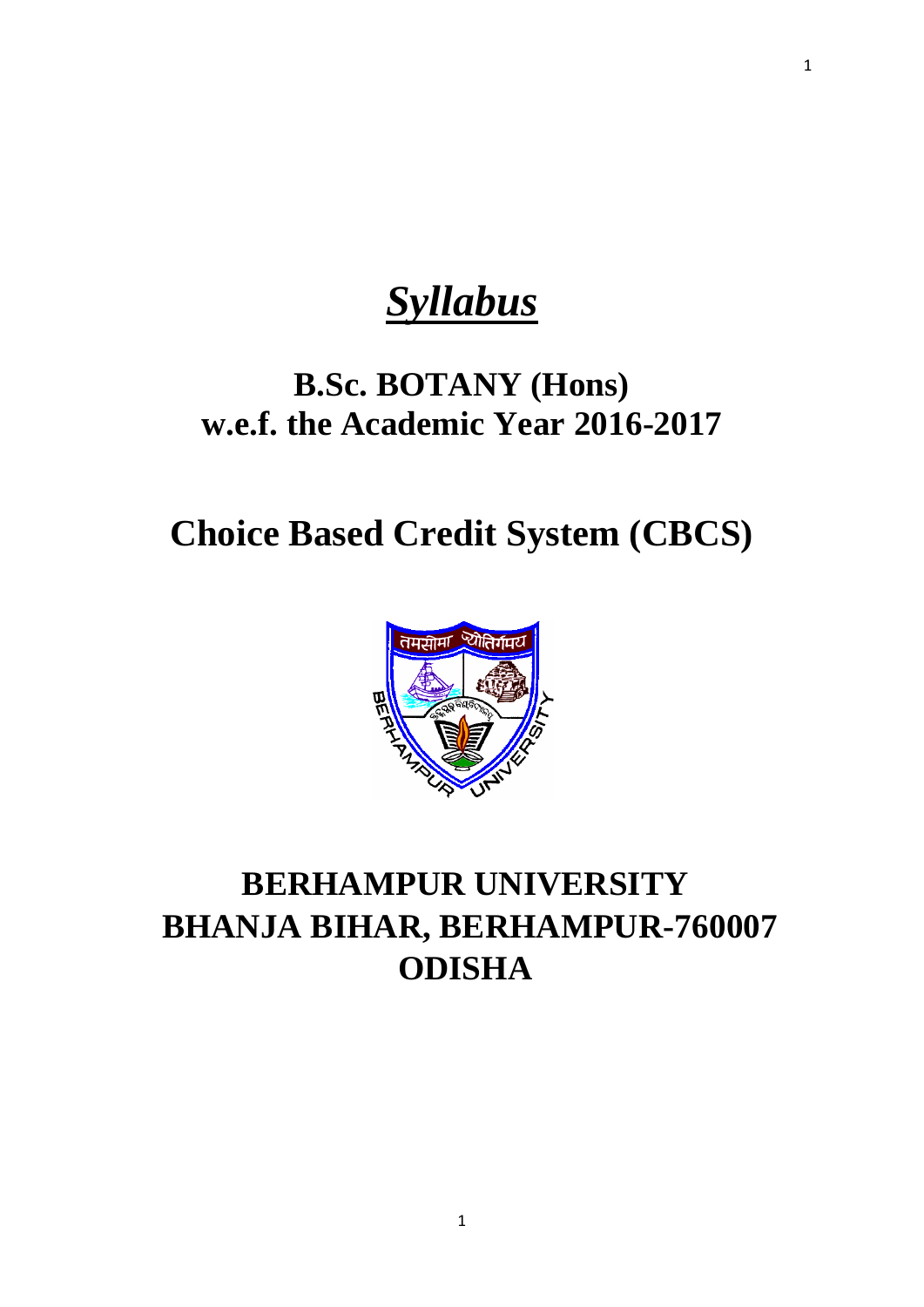# *Syllabus*

## B.Sc. BOTANY (Hons)
## w.e.f. the Academic Year 2016-2017

# Choice Based Credit System (CBCS)

# BERHAMPUR UNIVERSITY
# BHANJA BIHAR, BERHAMPUR-760007
# ODISHA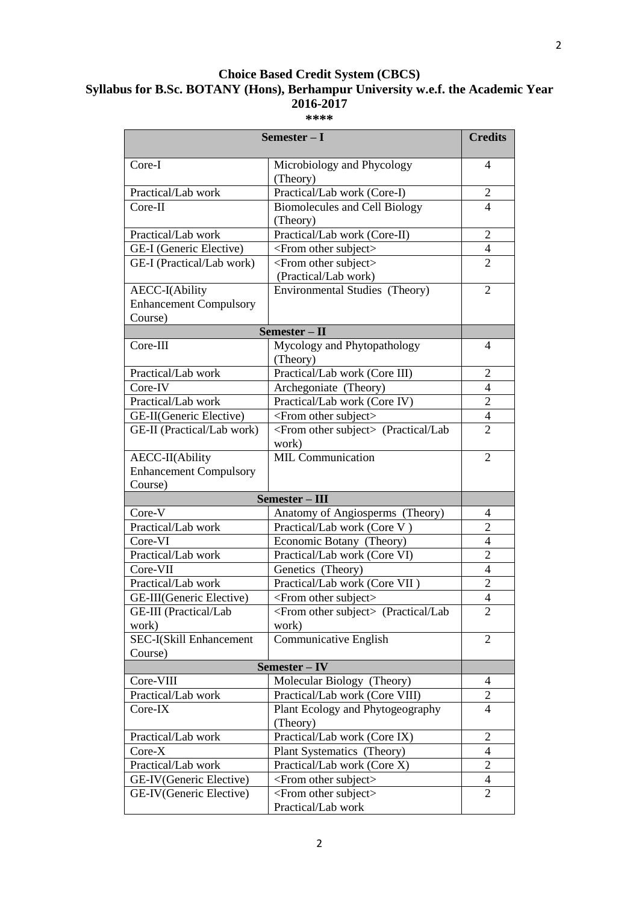**Choice Based Credit System (CBCS)**
**Syllabus for B.Sc. BOTANY (Hons), Berhampur University w.e.f. the Academic Year 2016-2017**

**\*\*\*\***

| Semester – I | | Credits |
|---|---|---|
| Core-I | Microbiology and Phycology (Theory) | 4 |
| Practical/Lab work | Practical/Lab work (Core-I) | 2 |
| Core-II | Biomolecules and Cell Biology (Theory) | 4 |
| Practical/Lab work | Practical/Lab work (Core-II) | 2 |
| GE-I (Generic Elective) | <From other subject> | 4 |
| GE-I (Practical/Lab work) | <From other subject> (Practical/Lab work) | 2 |
| AECC-I(Ability Enhancement Compulsory Course) | Environmental Studies (Theory) | 2 |
| **Semester – II** | | |
| Core-III | Mycology and Phytopathology (Theory) | 4 |
| Practical/Lab work | Practical/Lab work (Core III) | 2 |
| Core-IV | Archegoniate (Theory) | 4 |
| Practical/Lab work | Practical/Lab work (Core IV) | 2 |
| GE-II(Generic Elective) | <From other subject> | 4 |
| GE-II (Practical/Lab work) | <From other subject> (Practical/Lab work) | 2 |
| AECC-II(Ability Enhancement Compulsory Course) | MIL Communication | 2 |
| **Semester – III** | | |
| Core-V | Anatomy of Angiosperms (Theory) | 4 |
| Practical/Lab work | Practical/Lab work (Core V ) | 2 |
| Core-VI | Economic Botany (Theory) | 4 |
| Practical/Lab work | Practical/Lab work (Core VI) | 2 |
| Core-VII | Genetics (Theory) | 4 |
| Practical/Lab work | Practical/Lab work (Core VII ) | 2 |
| GE-III(Generic Elective) | <From other subject> | 4 |
| GE-III (Practical/Lab work) | <From other subject> (Practical/Lab work) | 2 |
| SEC-I(Skill Enhancement Course) | Communicative English | 2 |
| **Semester – IV** | | |
| Core-VIII | Molecular Biology (Theory) | 4 |
| Practical/Lab work | Practical/Lab work (Core VIII) | 2 |
| Core-IX | Plant Ecology and Phytogeography (Theory) | 4 |
| Practical/Lab work | Practical/Lab work (Core IX) | 2 |
| Core-X | Plant Systematics (Theory) | 4 |
| Practical/Lab work | Practical/Lab work (Core X) | 2 |
| GE-IV(Generic Elective) | <From other subject> | 4 |
| GE-IV(Generic Elective) | <From other subject> Practical/Lab work | 2 |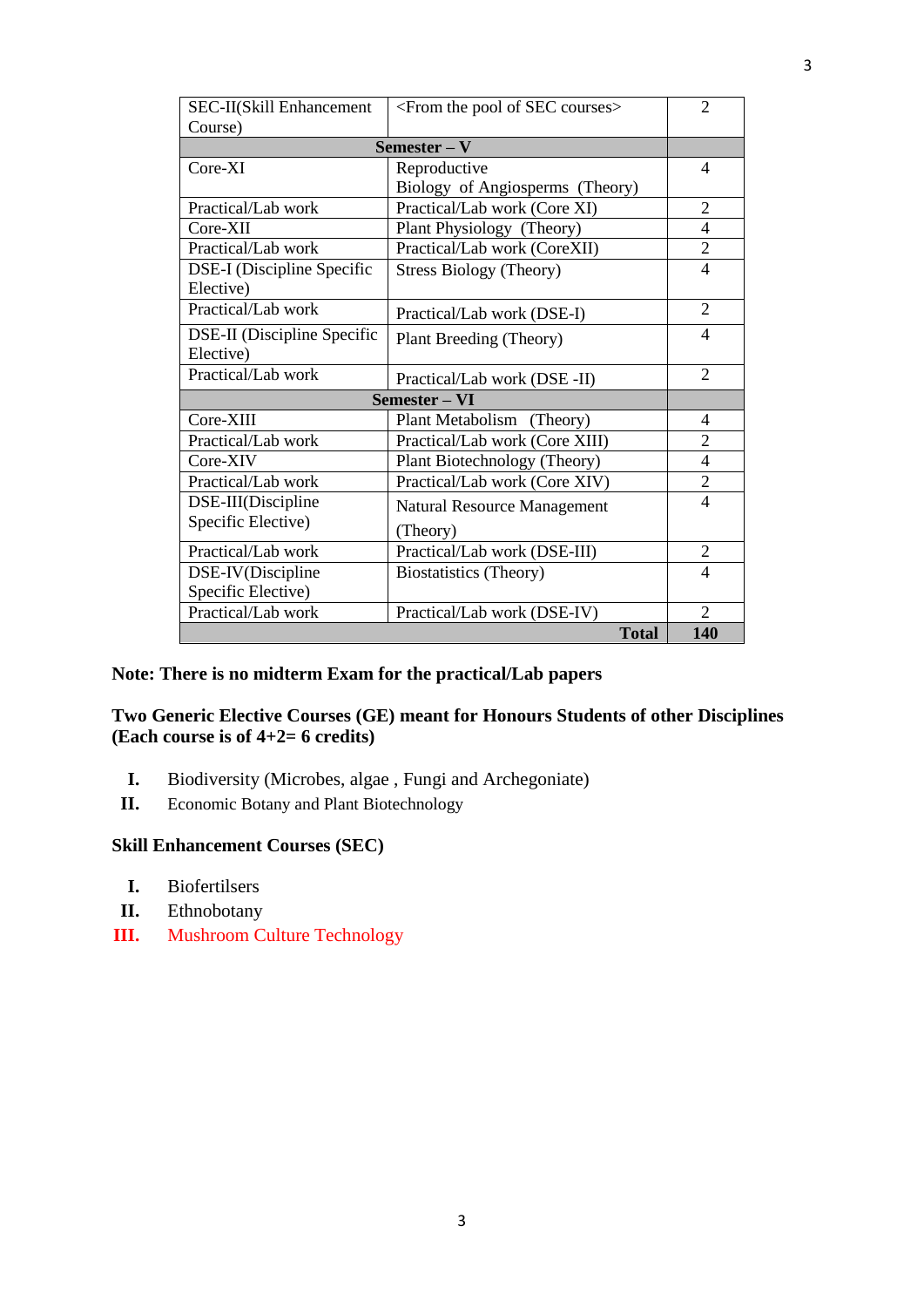| SEC-II(Skill Enhancement Course) | <From the pool of SEC courses> | 2 |
|---|---|---|
| **Semester – V** | | |
| Core-XI | Reproductive Biology of Angiosperms (Theory) | 4 |
| Practical/Lab work | Practical/Lab work (Core XI) | 2 |
| Core-XII | Plant Physiology (Theory) | 4 |
| Practical/Lab work | Practical/Lab work (CoreXII) | 2 |
| DSE-I (Discipline Specific Elective) | Stress Biology (Theory) | 4 |
| Practical/Lab work | Practical/Lab work (DSE-I) | 2 |
| DSE-II (Discipline Specific Elective) | Plant Breeding (Theory) | 4 |
| Practical/Lab work | Practical/Lab work (DSE -II) | 2 |
| **Semester – VI** | | |
| Core-XIII | Plant Metabolism (Theory) | 4 |
| Practical/Lab work | Practical/Lab work (Core XIII) | 2 |
| Core-XIV | Plant Biotechnology (Theory) | 4 |
| Practical/Lab work | Practical/Lab work (Core XIV) | 2 |
| DSE-III(Discipline Specific Elective) | Natural Resource Management (Theory) | 4 |
| Practical/Lab work | Practical/Lab work (DSE-III) | 2 |
| DSE-IV(Discipline Specific Elective) | Biostatistics (Theory) | 4 |
| Practical/Lab work | Practical/Lab work (DSE-IV) | 2 |
| | **Total** | **140** |

**Note: There is no midterm Exam for the practical/Lab papers**

**Two Generic Elective Courses (GE) meant for Honours Students of other Disciplines (Each course is of 4+2= 6 credits)**

I. Biodiversity (Microbes, algae , Fungi and Archegoniate)
II. Economic Botany and Plant Biotechnology

**Skill Enhancement Courses (SEC)**

I. Biofertilsers
II. Ethnobotany
III. Mushroom Culture Technology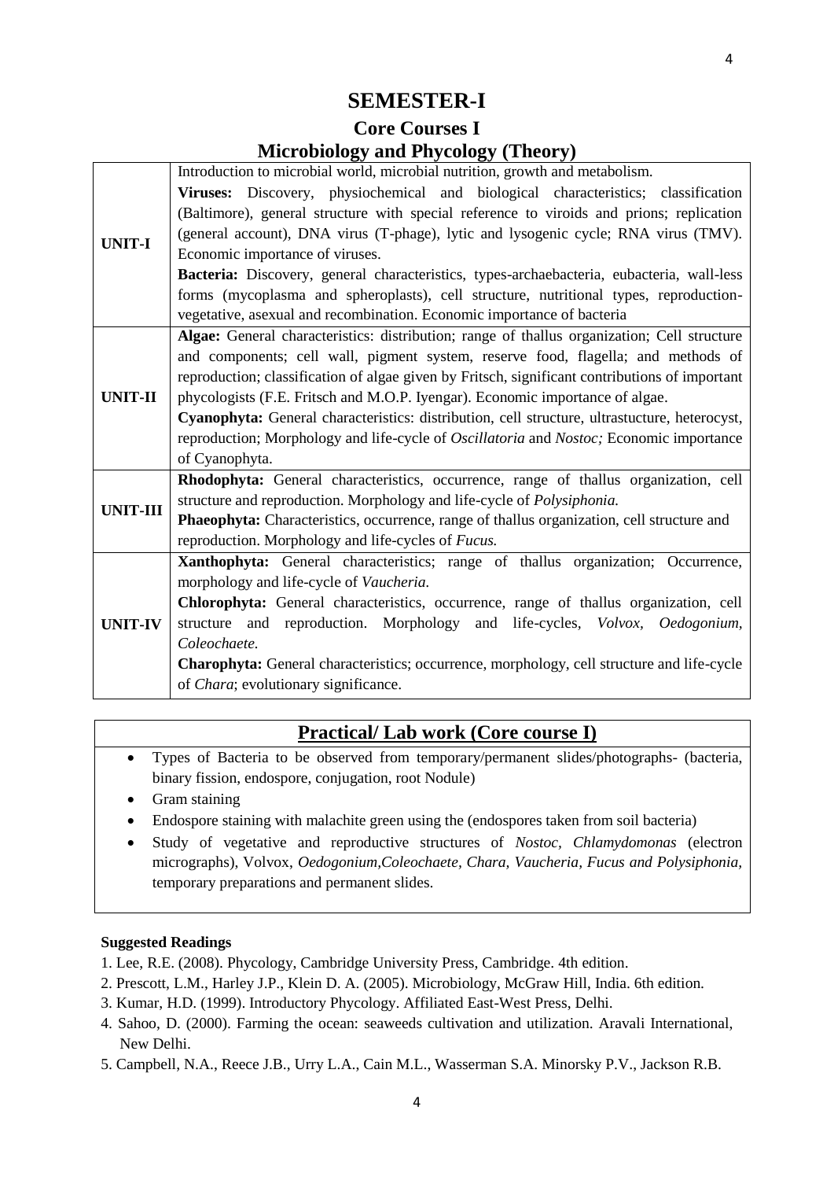# SEMESTER-I

## Core Courses I

## Microbiology and Phycology (Theory)

| | |
|---|---|
| **UNIT-I** | Introduction to microbial world, microbial nutrition, growth and metabolism. **Viruses:** Discovery, physiochemical and biological characteristics; classification (Baltimore), general structure with special reference to viroids and prions; replication (general account), DNA virus (T-phage), lytic and lysogenic cycle; RNA virus (TMV). Economic importance of viruses. **Bacteria:** Discovery, general characteristics, types-archaebacteria, eubacteria, wall-less forms (mycoplasma and spheroplasts), cell structure, nutritional types, reproduction-vegetative, asexual and recombination. Economic importance of bacteria |
| **UNIT-II** | **Algae:** General characteristics: distribution; range of thallus organization; Cell structure and components; cell wall, pigment system, reserve food, flagella; and methods of reproduction; classification of algae given by Fritsch, significant contributions of important phycologists (F.E. Fritsch and M.O.P. Iyengar). Economic importance of algae. **Cyanophyta:** General characteristics: distribution, cell structure, ultrastucture, heterocyst, reproduction; Morphology and life-cycle of *Oscillatoria* and *Nostoc;* Economic importance of Cyanophyta. |
| **UNIT-III** | **Rhodophyta:** General characteristics, occurrence, range of thallus organization, cell structure and reproduction. Morphology and life-cycle of *Polysiphonia.* **Phaeophyta:** Characteristics, occurrence, range of thallus organization, cell structure and reproduction. Morphology and life-cycles of *Fucus.* |
| **UNIT-IV** | **Xanthophyta:** General characteristics; range of thallus organization; Occurrence, morphology and life-cycle of *Vaucheria.* **Chlorophyta:** General characteristics, occurrence, range of thallus organization, cell structure and reproduction. Morphology and life-cycles, *Volvox, Oedogonium, Coleochaete.* **Charophyta:** General characteristics; occurrence, morphology, cell structure and life-cycle of *Chara*; evolutionary significance. |

## Practical/ Lab work (Core course I)

- Types of Bacteria to be observed from temporary/permanent slides/photographs- (bacteria, binary fission, endospore, conjugation, root Nodule)
- Gram staining
- Endospore staining with malachite green using the (endospores taken from soil bacteria)
- Study of vegetative and reproductive structures of *Nostoc, Chlamydomonas* (electron micrographs), Volvox, *Oedogonium,Coleochaete, Chara, Vaucheria, Fucus and Polysiphonia,* temporary preparations and permanent slides.

**Suggested Readings**

1. Lee, R.E. (2008). Phycology, Cambridge University Press, Cambridge. 4th edition.
2. Prescott, L.M., Harley J.P., Klein D. A. (2005). Microbiology, McGraw Hill, India. 6th edition.
3. Kumar, H.D. (1999). Introductory Phycology. Affiliated East-West Press, Delhi.
4. Sahoo, D. (2000). Farming the ocean: seaweeds cultivation and utilization. Aravali International, New Delhi.
5. Campbell, N.A., Reece J.B., Urry L.A., Cain M.L., Wasserman S.A. Minorsky P.V., Jackson R.B.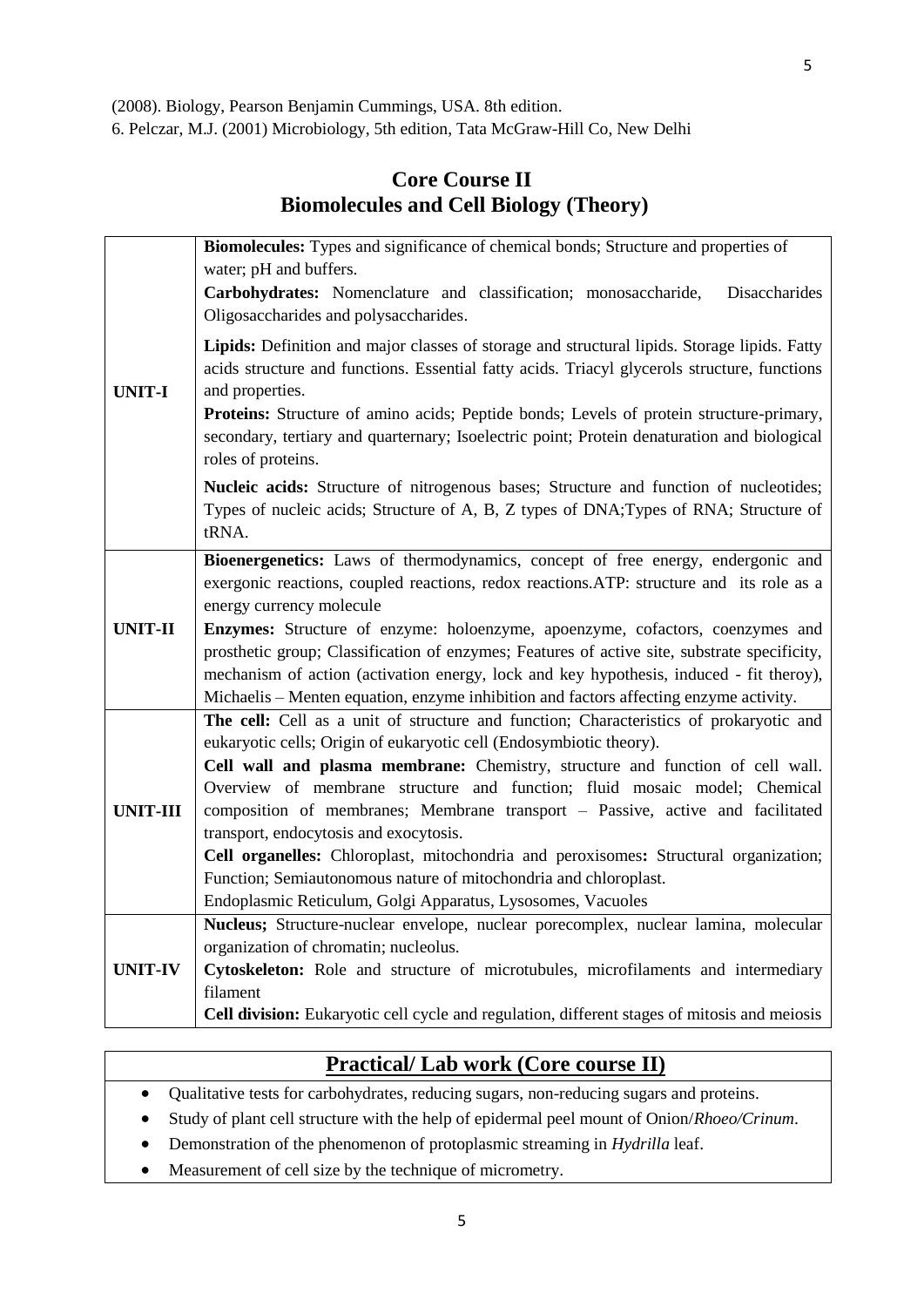(2008). Biology, Pearson Benjamin Cummings, USA. 8th edition.

6. Pelczar, M.J. (2001) Microbiology, 5th edition, Tata McGraw-Hill Co, New Delhi

## Core Course II
## Biomolecules and Cell Biology (Theory)

| | |
|---|---|
| **UNIT-I** | **Biomolecules:** Types and significance of chemical bonds; Structure and properties of water; pH and buffers.<br>**Carbohydrates:** Nomenclature and classification; monosaccharide, Disaccharides Oligosaccharides and polysaccharides.<br>**Lipids:** Definition and major classes of storage and structural lipids. Storage lipids. Fatty acids structure and functions. Essential fatty acids. Triacyl glycerols structure, functions and properties.<br>**Proteins:** Structure of amino acids; Peptide bonds; Levels of protein structure-primary, secondary, tertiary and quarternary; Isoelectric point; Protein denaturation and biological roles of proteins.<br>**Nucleic acids:** Structure of nitrogenous bases; Structure and function of nucleotides; Types of nucleic acids; Structure of A, B, Z types of DNA;Types of RNA; Structure of tRNA. |
| **UNIT-II** | **Bioenergenetics:** Laws of thermodynamics, concept of free energy, endergonic and exergonic reactions, coupled reactions, redox reactions.ATP: structure and its role as a energy currency molecule<br>**Enzymes:** Structure of enzyme: holoenzyme, apoenzyme, cofactors, coenzymes and prosthetic group; Classification of enzymes; Features of active site, substrate specificity, mechanism of action (activation energy, lock and key hypothesis, induced - fit theroy), Michaelis – Menten equation, enzyme inhibition and factors affecting enzyme activity. |
| **UNIT-III** | **The cell:** Cell as a unit of structure and function; Characteristics of prokaryotic and eukaryotic cells; Origin of eukaryotic cell (Endosymbiotic theory).<br>**Cell wall and plasma membrane:** Chemistry, structure and function of cell wall. Overview of membrane structure and function; fluid mosaic model; Chemical composition of membranes; Membrane transport – Passive, active and facilitated transport, endocytosis and exocytosis.<br>**Cell organelles:** Chloroplast, mitochondria and peroxisomes**:** Structural organization; Function; Semiautonomous nature of mitochondria and chloroplast.<br>Endoplasmic Reticulum, Golgi Apparatus, Lysosomes, Vacuoles |
| **UNIT-IV** | **Nucleus;** Structure-nuclear envelope, nuclear porecomplex, nuclear lamina, molecular organization of chromatin; nucleolus.<br>**Cytoskeleton:** Role and structure of microtubules, microfilaments and intermediary filament<br>**Cell division:** Eukaryotic cell cycle and regulation, different stages of mitosis and meiosis |

## Practical/ Lab work (Core course II)

- Qualitative tests for carbohydrates, reducing sugars, non-reducing sugars and proteins.
- Study of plant cell structure with the help of epidermal peel mount of Onion/*Rhoeo/Crinum*.
- Demonstration of the phenomenon of protoplasmic streaming in *Hydrilla* leaf.
- Measurement of cell size by the technique of micrometry.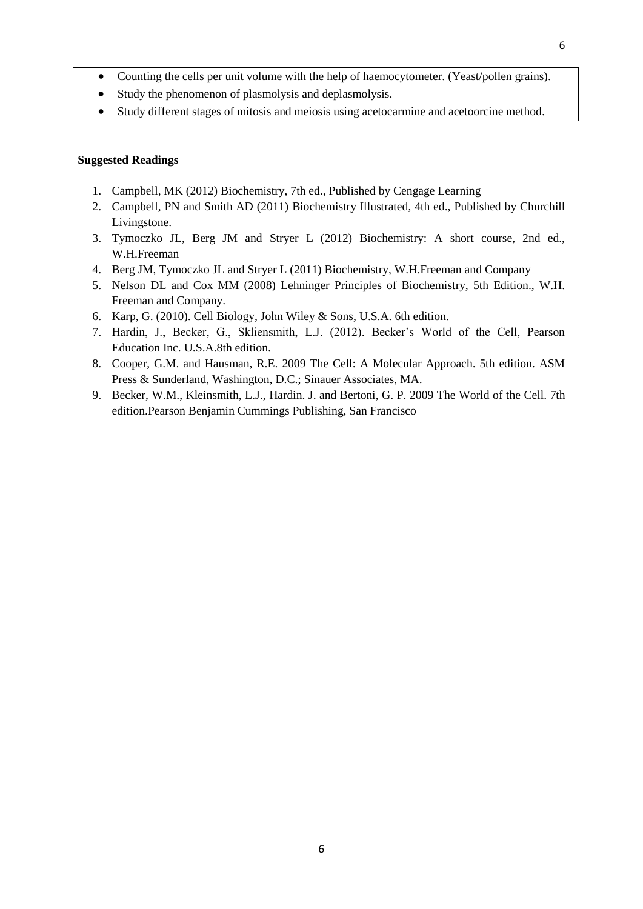- Counting the cells per unit volume with the help of haemocytometer. (Yeast/pollen grains).
- Study the phenomenon of plasmolysis and deplasmolysis.
- Study different stages of mitosis and meiosis using acetocarmine and acetoorcine method.

**Suggested Readings**

1. Campbell, MK (2012) Biochemistry, 7th ed., Published by Cengage Learning
2. Campbell, PN and Smith AD (2011) Biochemistry Illustrated, 4th ed., Published by Churchill Livingstone.
3. Tymoczko JL, Berg JM and Stryer L (2012) Biochemistry: A short course, 2nd ed., W.H.Freeman
4. Berg JM, Tymoczko JL and Stryer L (2011) Biochemistry, W.H.Freeman and Company
5. Nelson DL and Cox MM (2008) Lehninger Principles of Biochemistry, 5th Edition., W.H. Freeman and Company.
6. Karp, G. (2010). Cell Biology, John Wiley & Sons, U.S.A. 6th edition.
7. Hardin, J., Becker, G., Skliensmith, L.J. (2012). Becker's World of the Cell, Pearson Education Inc. U.S.A.8th edition.
8. Cooper, G.M. and Hausman, R.E. 2009 The Cell: A Molecular Approach. 5th edition. ASM Press & Sunderland, Washington, D.C.; Sinauer Associates, MA.
9. Becker, W.M., Kleinsmith, L.J., Hardin. J. and Bertoni, G. P. 2009 The World of the Cell. 7th edition.Pearson Benjamin Cummings Publishing, San Francisco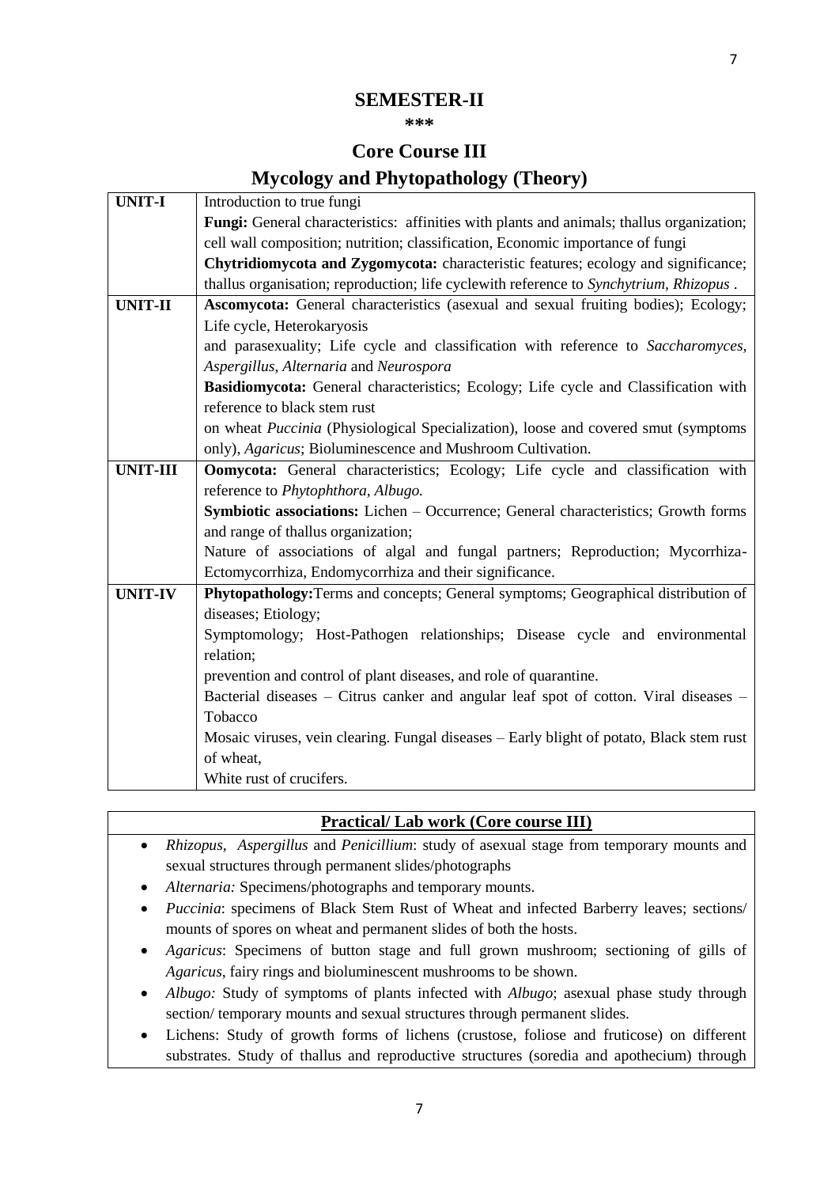## SEMESTER-II

***

## Core Course III

## Mycology and Phytopathology (Theory)

| | |
|---|---|
| **UNIT-I** | Introduction to true fungi<br>**Fungi:** General characteristics: affinities with plants and animals; thallus organization; cell wall composition; nutrition; classification, Economic importance of fungi<br>**Chytridiomycota and Zygomycota:** characteristic features; ecology and significance; thallus organisation; reproduction; life cyclewith reference to *Synchytrium*, *Rhizopus* . |
| **UNIT-II** | **Ascomycota:** General characteristics (asexual and sexual fruiting bodies); Ecology; Life cycle, Heterokaryosis<br>and parasexuality; Life cycle and classification with reference to *Saccharomyces*, *Aspergillus*, *Alternaria* and *Neurospora*<br>**Basidiomycota:** General characteristics; Ecology; Life cycle and Classification with reference to black stem rust<br>on wheat *Puccinia* (Physiological Specialization), loose and covered smut (symptoms only), *Agaricus*; Bioluminescence and Mushroom Cultivation. |
| **UNIT-III** | **Oomycota:** General characteristics; Ecology; Life cycle and classification with reference to *Phytophthora*, *Albugo.*<br>**Symbiotic associations:** Lichen – Occurrence; General characteristics; Growth forms and range of thallus organization;<br>Nature of associations of algal and fungal partners; Reproduction; Mycorrhiza-Ectomycorrhiza, Endomycorrhiza and their significance. |
| **UNIT-IV** | **Phytopathology:**Terms and concepts; General symptoms; Geographical distribution of diseases; Etiology;<br>Symptomology; Host-Pathogen relationships; Disease cycle and environmental relation;<br>prevention and control of plant diseases, and role of quarantine.<br>Bacterial diseases – Citrus canker and angular leaf spot of cotton. Viral diseases – Tobacco<br>Mosaic viruses, vein clearing. Fungal diseases – Early blight of potato, Black stem rust of wheat,<br>White rust of crucifers. |

### Practical/ Lab work (Core course III)

- *Rhizopus*, *Aspergillus* and *Penicillium*: study of asexual stage from temporary mounts and sexual structures through permanent slides/photographs
- *Alternaria:* Specimens/photographs and temporary mounts.
- *Puccinia*: specimens of Black Stem Rust of Wheat and infected Barberry leaves; sections/ mounts of spores on wheat and permanent slides of both the hosts.
- *Agaricus*: Specimens of button stage and full grown mushroom; sectioning of gills of *Agaricus*, fairy rings and bioluminescent mushrooms to be shown.
- *Albugo:* Study of symptoms of plants infected with *Albugo*; asexual phase study through section/ temporary mounts and sexual structures through permanent slides.
- Lichens: Study of growth forms of lichens (crustose, foliose and fruticose) on different substrates. Study of thallus and reproductive structures (soredia and apothecium) through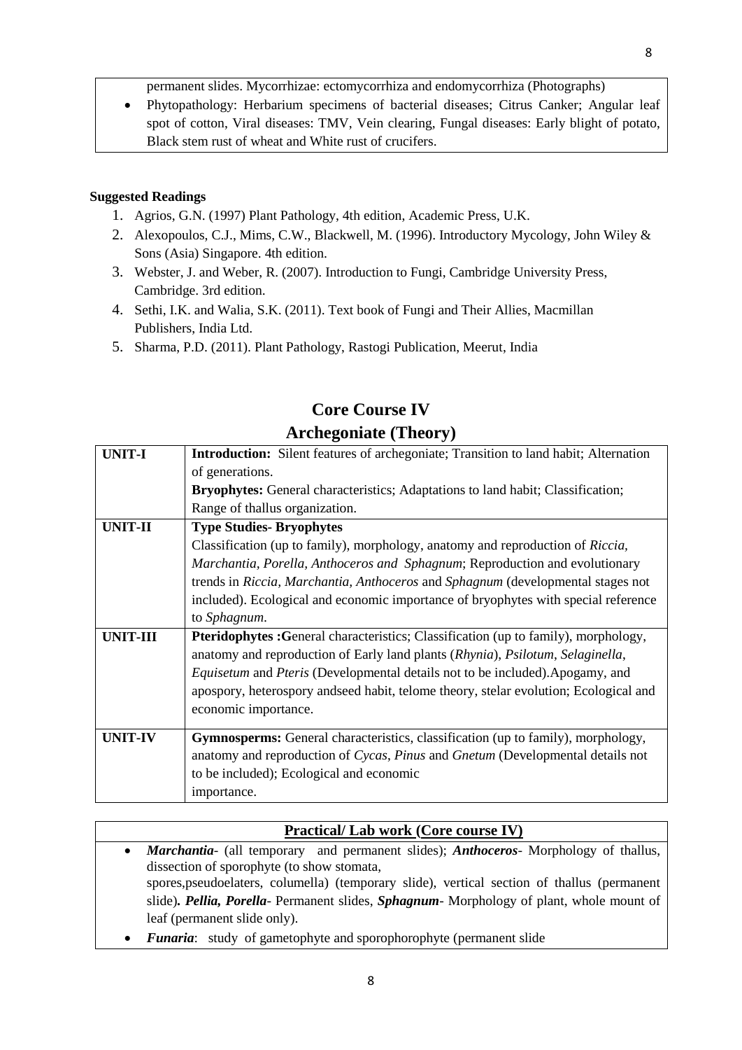permanent slides. Mycorrhizae: ectomycorrhiza and endomycorrhiza (Photographs)

- Phytopathology: Herbarium specimens of bacterial diseases; Citrus Canker; Angular leaf spot of cotton, Viral diseases: TMV, Vein clearing, Fungal diseases: Early blight of potato, Black stem rust of wheat and White rust of crucifers.

**Suggested Readings**

1. Agrios, G.N. (1997) Plant Pathology, 4th edition, Academic Press, U.K.
2. Alexopoulos, C.J., Mims, C.W., Blackwell, M. (1996). Introductory Mycology, John Wiley & Sons (Asia) Singapore. 4th edition.
3. Webster, J. and Weber, R. (2007). Introduction to Fungi, Cambridge University Press, Cambridge. 3rd edition.
4. Sethi, I.K. and Walia, S.K. (2011). Text book of Fungi and Their Allies, Macmillan Publishers, India Ltd.
5. Sharma, P.D. (2011). Plant Pathology, Rastogi Publication, Meerut, India

## Core Course IV

## Archegoniate (Theory)

| UNIT-I | **Introduction:** Silent features of archegoniate; Transition to land habit; Alternation of generations. **Bryophytes:** General characteristics; Adaptations to land habit; Classification; Range of thallus organization. |
|---|---|
| **UNIT-II** | **Type Studies- Bryophytes** Classification (up to family), morphology, anatomy and reproduction of *Riccia, Marchantia, Porella, Anthoceros and Sphagnum*; Reproduction and evolutionary trends in *Riccia, Marchantia, Anthoceros* and *Sphagnum* (developmental stages not included). Ecological and economic importance of bryophytes with special reference to *Sphagnum*. |
| **UNIT-III** | **Pteridophytes :G**eneral characteristics; Classification (up to family), morphology, anatomy and reproduction of Early land plants (*Rhynia*), *Psilotum*, *Selaginella*, *Equisetum* and *Pteris* (Developmental details not to be included).Apogamy, and apospory, heterospory andseed habit, telome theory, stelar evolution; Ecological and economic importance. |
| **UNIT-IV** | **Gymnosperms:** General characteristics, classification (up to family), morphology, anatomy and reproduction of *Cycas*, *Pinus* and *Gnetum* (Developmental details not to be included); Ecological and economic importance. |

**Practical/ Lab work (Core course IV)**

- ***Marchantia***- (all temporary and permanent slides); ***Anthoceros***- Morphology of thallus, dissection of sporophyte (to show stomata, spores,pseudoelaters, columella) (temporary slide), vertical section of thallus (permanent slide)***. Pellia, Porella***- Permanent slides, ***Sphagnum***- Morphology of plant, whole mount of leaf (permanent slide only).
- ***Funaria***: study of gametophyte and sporophorophyte (permanent slide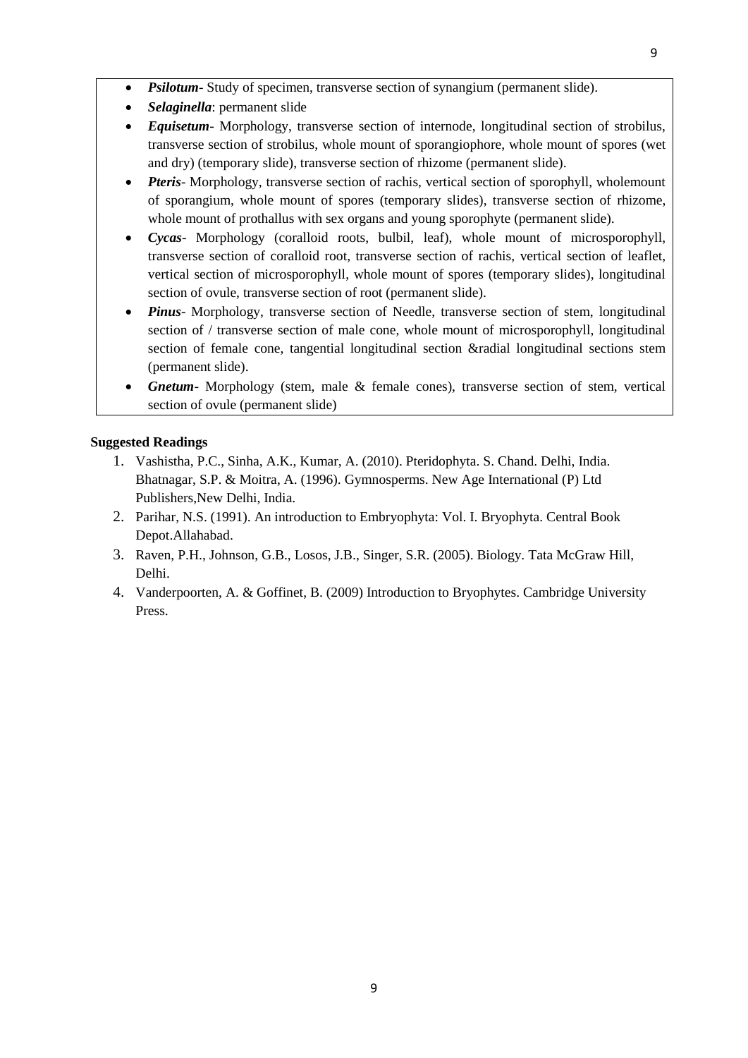- ***Psilotum***- Study of specimen, transverse section of synangium (permanent slide).
- ***Selaginella***: permanent slide
- ***Equisetum***- Morphology, transverse section of internode, longitudinal section of strobilus, transverse section of strobilus, whole mount of sporangiophore, whole mount of spores (wet and dry) (temporary slide), transverse section of rhizome (permanent slide).
- ***Pteris***- Morphology, transverse section of rachis, vertical section of sporophyll, wholemount of sporangium, whole mount of spores (temporary slides), transverse section of rhizome, whole mount of prothallus with sex organs and young sporophyte (permanent slide).
- ***Cycas***- Morphology (coralloid roots, bulbil, leaf), whole mount of microsporophyll, transverse section of coralloid root, transverse section of rachis, vertical section of leaflet, vertical section of microsporophyll, whole mount of spores (temporary slides), longitudinal section of ovule, transverse section of root (permanent slide).
- ***Pinus***- Morphology, transverse section of Needle, transverse section of stem, longitudinal section of / transverse section of male cone, whole mount of microsporophyll, longitudinal section of female cone, tangential longitudinal section &radial longitudinal sections stem (permanent slide).
- ***Gnetum***- Morphology (stem, male & female cones), transverse section of stem, vertical section of ovule (permanent slide)

**Suggested Readings**

1. Vashistha, P.C., Sinha, A.K., Kumar, A. (2010). Pteridophyta. S. Chand. Delhi, India. Bhatnagar, S.P. & Moitra, A. (1996). Gymnosperms. New Age International (P) Ltd Publishers,New Delhi, India.
2. Parihar, N.S. (1991). An introduction to Embryophyta: Vol. I. Bryophyta. Central Book Depot.Allahabad.
3. Raven, P.H., Johnson, G.B., Losos, J.B., Singer, S.R. (2005). Biology. Tata McGraw Hill, Delhi.
4. Vanderpoorten, A. & Goffinet, B. (2009) Introduction to Bryophytes. Cambridge University Press.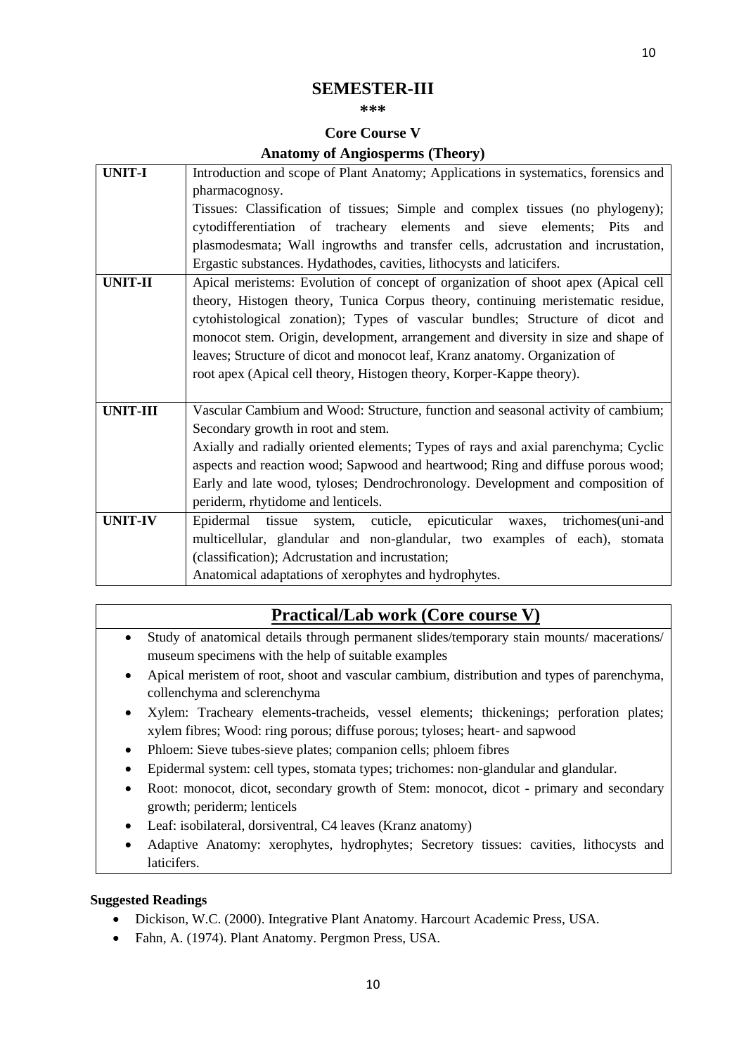# SEMESTER-III

\*\*\*

## Core Course V

### Anatomy of Angiosperms (Theory)

| | |
|---|---|
| **UNIT-I** | Introduction and scope of Plant Anatomy; Applications in systematics, forensics and pharmacognosy.<br>Tissues: Classification of tissues; Simple and complex tissues (no phylogeny); cytodifferentiation of tracheary elements and sieve elements; Pits and plasmodesmata; Wall ingrowths and transfer cells, adcrustation and incrustation, Ergastic substances. Hydathodes, cavities, lithocysts and laticifers. |
| **UNIT-II** | Apical meristems: Evolution of concept of organization of shoot apex (Apical cell theory, Histogen theory, Tunica Corpus theory, continuing meristematic residue, cytohistological zonation); Types of vascular bundles; Structure of dicot and monocot stem. Origin, development, arrangement and diversity in size and shape of leaves; Structure of dicot and monocot leaf, Kranz anatomy. Organization of root apex (Apical cell theory, Histogen theory, Korper-Kappe theory). |
| **UNIT-III** | Vascular Cambium and Wood: Structure, function and seasonal activity of cambium; Secondary growth in root and stem.<br>Axially and radially oriented elements; Types of rays and axial parenchyma; Cyclic aspects and reaction wood; Sapwood and heartwood; Ring and diffuse porous wood; Early and late wood, tyloses; Dendrochronology. Development and composition of periderm, rhytidome and lenticels. |
| **UNIT-IV** | Epidermal tissue system, cuticle, epicuticular waxes, trichomes(uni-and multicellular, glandular and non-glandular, two examples of each), stomata (classification); Adcrustation and incrustation;<br>Anatomical adaptations of xerophytes and hydrophytes. |

## Practical/Lab work (Core course V)

- Study of anatomical details through permanent slides/temporary stain mounts/ macerations/ museum specimens with the help of suitable examples
- Apical meristem of root, shoot and vascular cambium, distribution and types of parenchyma, collenchyma and sclerenchyma
- Xylem: Tracheary elements-tracheids, vessel elements; thickenings; perforation plates; xylem fibres; Wood: ring porous; diffuse porous; tyloses; heart- and sapwood
- Phloem: Sieve tubes-sieve plates; companion cells; phloem fibres
- Epidermal system: cell types, stomata types; trichomes: non-glandular and glandular.
- Root: monocot, dicot, secondary growth of Stem: monocot, dicot - primary and secondary growth; periderm; lenticels
- Leaf: isobilateral, dorsiventral, C4 leaves (Kranz anatomy)
- Adaptive Anatomy: xerophytes, hydrophytes; Secretory tissues: cavities, lithocysts and laticifers.

**Suggested Readings**

- Dickison, W.C. (2000). Integrative Plant Anatomy. Harcourt Academic Press, USA.
- Fahn, A. (1974). Plant Anatomy. Pergmon Press, USA.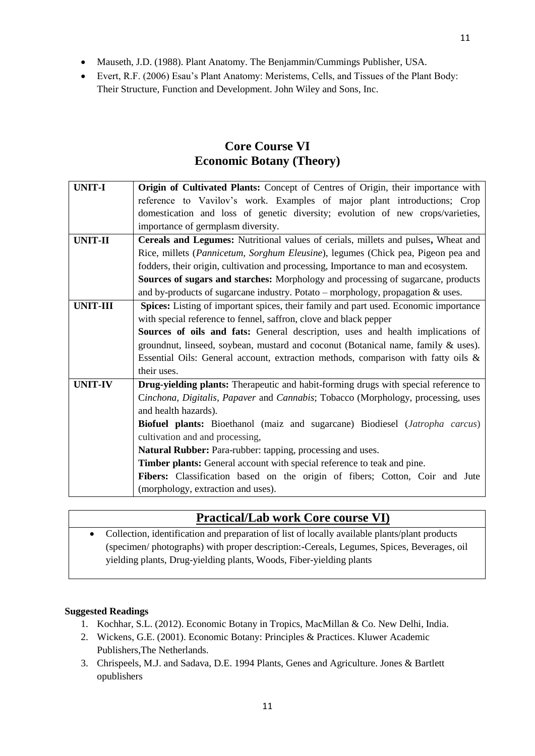- Mauseth, J.D. (1988). Plant Anatomy. The Benjammin/Cummings Publisher, USA.
- Evert, R.F. (2006) Esau's Plant Anatomy: Meristems, Cells, and Tissues of the Plant Body: Their Structure, Function and Development. John Wiley and Sons, Inc.

## Core Course VI
## Economic Botany (Theory)

| | |
|---|---|
| **UNIT-I** | **Origin of Cultivated Plants:** Concept of Centres of Origin, their importance with reference to Vavilov's work. Examples of major plant introductions; Crop domestication and loss of genetic diversity; evolution of new crops/varieties, importance of germplasm diversity. |
| **UNIT-II** | **Cereals and Legumes:** Nutritional values of cerials, millets and pulses**,** Wheat and Rice, millets (*Pannicetum, Sorghum Eleusine*), legumes (Chick pea, Pigeon pea and fodders, their origin, cultivation and processing, Importance to man and ecosystem. **Sources of sugars and starches:** Morphology and processing of sugarcane, products and by-products of sugarcane industry. Potato – morphology, propagation & uses. |
| **UNIT-III** | **Spices:** Listing of important spices, their family and part used. Economic importance with special reference to fennel, saffron, clove and black pepper **Sources of oils and fats:** General description, uses and health implications of groundnut, linseed, soybean, mustard and coconut (Botanical name, family & uses). Essential Oils: General account, extraction methods, comparison with fatty oils & their uses. |
| **UNIT-IV** | **Drug-yielding plants:** Therapeutic and habit-forming drugs with special reference to C*inchona*, *Digitalis*, *Papaver* and *Cannabis*; Tobacco (Morphology, processing, uses and health hazards). **Biofuel plants:** Bioethanol (maiz and sugarcane) Biodiesel (*Jatropha carcus*) cultivation and and processing, **Natural Rubber:** Para-rubber: tapping, processing and uses. **Timber plants:** General account with special reference to teak and pine. **Fibers:** Classification based on the origin of fibers; Cotton, Coir and Jute (morphology, extraction and uses). |

## Practical/Lab work Core course VI)

- Collection, identification and preparation of list of locally available plants/plant products (specimen/ photographs) with proper description:-Cereals, Legumes, Spices, Beverages, oil yielding plants, Drug-yielding plants, Woods, Fiber-yielding plants

**Suggested Readings**

1. Kochhar, S.L. (2012). Economic Botany in Tropics, MacMillan & Co. New Delhi, India.
2. Wickens, G.E. (2001). Economic Botany: Principles & Practices. Kluwer Academic Publishers,The Netherlands.
3. Chrispeels, M.J. and Sadava, D.E. 1994 Plants, Genes and Agriculture. Jones & Bartlett opublishers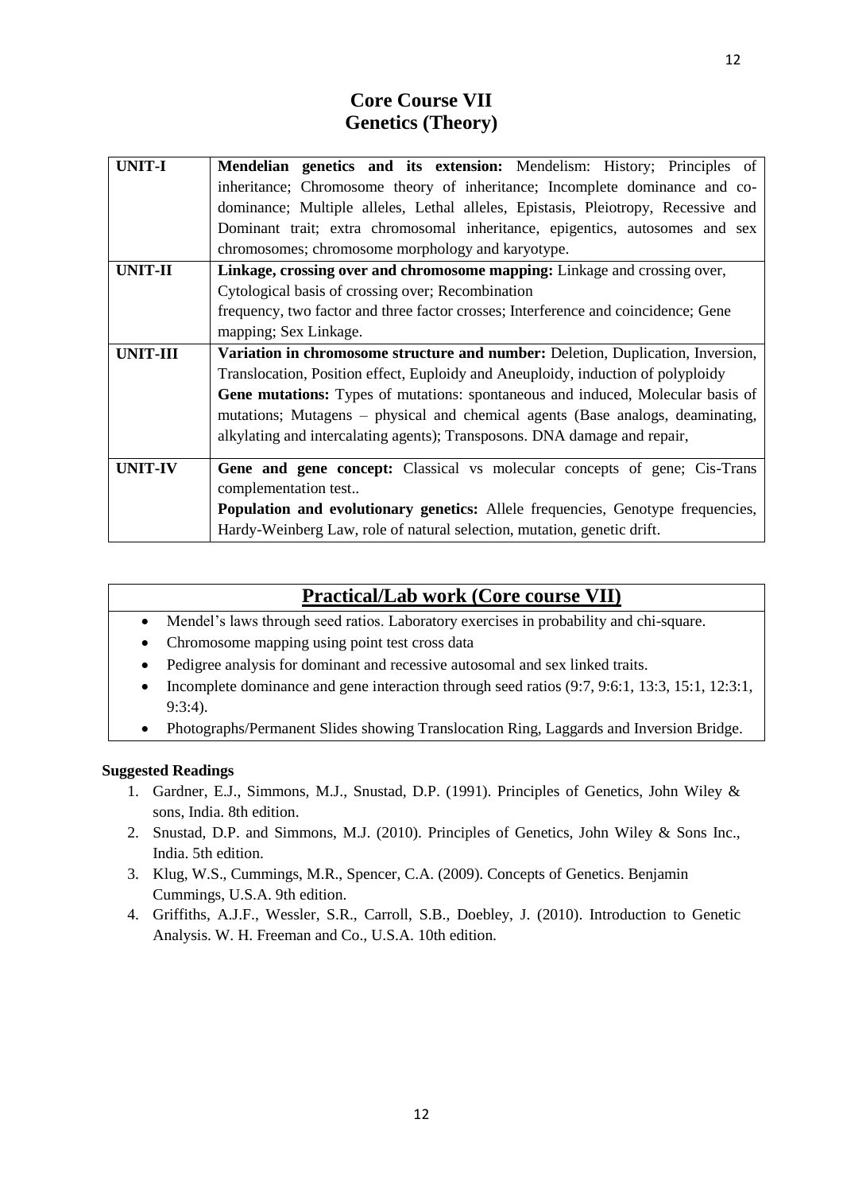# Core Course VII
# Genetics (Theory)

| | |
|---|---|
| **UNIT-I** | **Mendelian genetics and its extension:** Mendelism: History; Principles of inheritance; Chromosome theory of inheritance; Incomplete dominance and co-dominance; Multiple alleles, Lethal alleles, Epistasis, Pleiotropy, Recessive and Dominant trait; extra chromosomal inheritance, epigentics, autosomes and sex chromosomes; chromosome morphology and karyotype. |
| **UNIT-II** | **Linkage, crossing over and chromosome mapping:** Linkage and crossing over, Cytological basis of crossing over; Recombination frequency, two factor and three factor crosses; Interference and coincidence; Gene mapping; Sex Linkage. |
| **UNIT-III** | **Variation in chromosome structure and number:** Deletion, Duplication, Inversion, Translocation, Position effect, Euploidy and Aneuploidy, induction of polyploidy **Gene mutations:** Types of mutations: spontaneous and induced, Molecular basis of mutations; Mutagens – physical and chemical agents (Base analogs, deaminating, alkylating and intercalating agents); Transposons. DNA damage and repair, |
| **UNIT-IV** | **Gene and gene concept:** Classical vs molecular concepts of gene; Cis-Trans complementation test.. **Population and evolutionary genetics:** Allele frequencies, Genotype frequencies, Hardy-Weinberg Law, role of natural selection, mutation, genetic drift. |

## Practical/Lab work (Core course VII)

- Mendel's laws through seed ratios. Laboratory exercises in probability and chi-square.
- Chromosome mapping using point test cross data
- Pedigree analysis for dominant and recessive autosomal and sex linked traits.
- Incomplete dominance and gene interaction through seed ratios (9:7, 9:6:1, 13:3, 15:1, 12:3:1, 9:3:4).
- Photographs/Permanent Slides showing Translocation Ring, Laggards and Inversion Bridge.

**Suggested Readings**

1. Gardner, E.J., Simmons, M.J., Snustad, D.P. (1991). Principles of Genetics, John Wiley & sons, India. 8th edition.
2. Snustad, D.P. and Simmons, M.J. (2010). Principles of Genetics, John Wiley & Sons Inc., India. 5th edition.
3. Klug, W.S., Cummings, M.R., Spencer, C.A. (2009). Concepts of Genetics. Benjamin Cummings, U.S.A. 9th edition.
4. Griffiths, A.J.F., Wessler, S.R., Carroll, S.B., Doebley, J. (2010). Introduction to Genetic Analysis. W. H. Freeman and Co., U.S.A. 10th edition.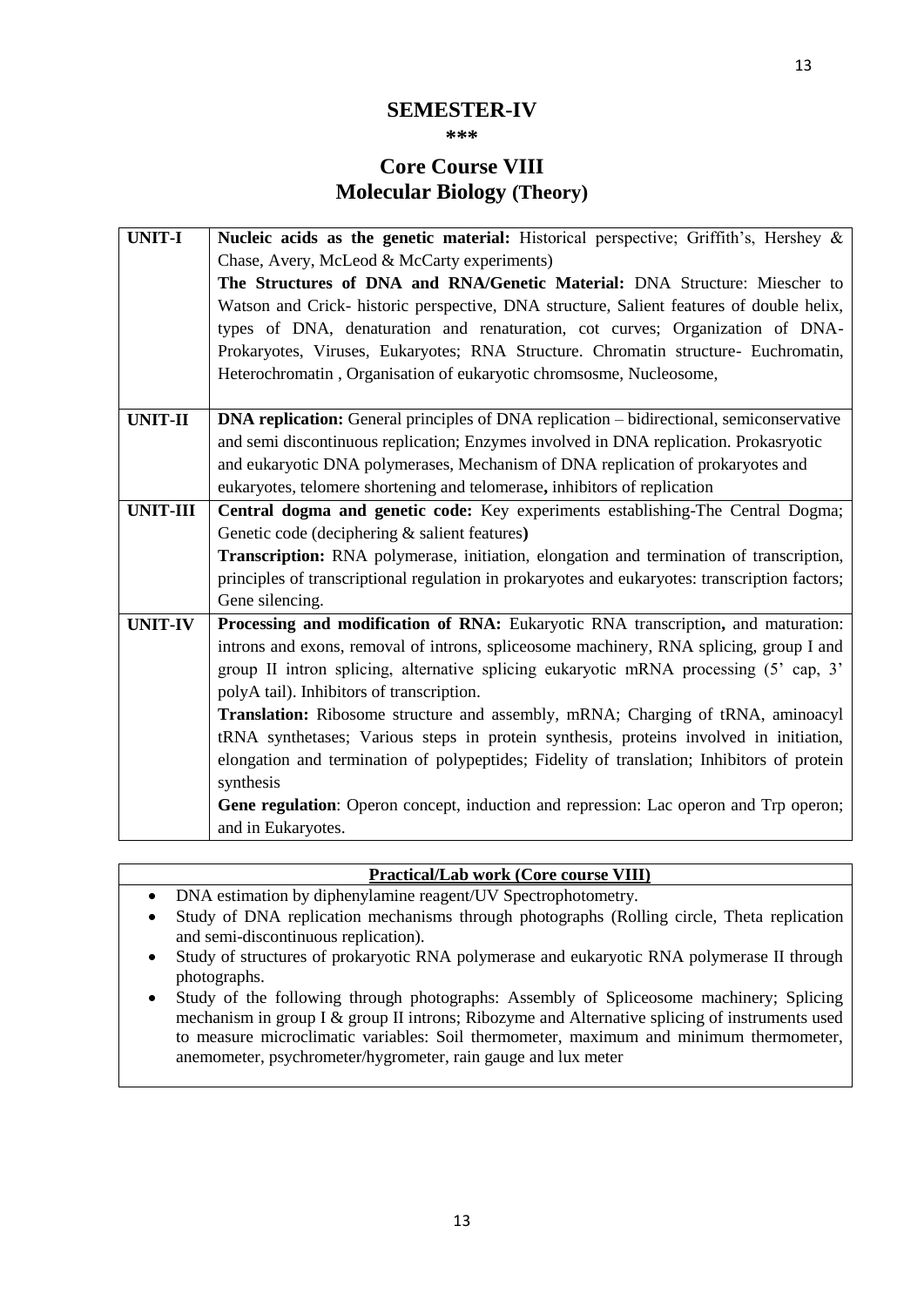## SEMESTER-IV

***

## Core Course VIII
## Molecular Biology (Theory)

| | |
|---|---|
| **UNIT-I** | **Nucleic acids as the genetic material:** Historical perspective; Griffith's, Hershey & Chase, Avery, McLeod & McCarty experiments) **The Structures of DNA and RNA/Genetic Material:** DNA Structure: Miescher to Watson and Crick- historic perspective, DNA structure, Salient features of double helix, types of DNA, denaturation and renaturation, cot curves; Organization of DNA-Prokaryotes, Viruses, Eukaryotes; RNA Structure. Chromatin structure- Euchromatin, Heterochromatin , Organisation of eukaryotic chromsosme, Nucleosome, |
| **UNIT-II** | **DNA replication:** General principles of DNA replication – bidirectional, semiconservative and semi discontinuous replication; Enzymes involved in DNA replication. Prokasryotic and eukaryotic DNA polymerases, Mechanism of DNA replication of prokaryotes and eukaryotes, telomere shortening and telomerase**,** inhibitors of replication |
| **UNIT-III** | **Central dogma and genetic code:** Key experiments establishing-The Central Dogma; Genetic code (deciphering & salient features**)** **Transcription:** RNA polymerase, initiation, elongation and termination of transcription, principles of transcriptional regulation in prokaryotes and eukaryotes: transcription factors; Gene silencing. |
| **UNIT-IV** | **Processing and modification of RNA:** Eukaryotic RNA transcription**,** and maturation: introns and exons, removal of introns, spliceosome machinery, RNA splicing, group I and group II intron splicing, alternative splicing eukaryotic mRNA processing (5' cap, 3' polyA tail). Inhibitors of transcription. **Translation:** Ribosome structure and assembly, mRNA; Charging of tRNA, aminoacyl tRNA synthetases; Various steps in protein synthesis, proteins involved in initiation, elongation and termination of polypeptides; Fidelity of translation; Inhibitors of protein synthesis **Gene regulation**: Operon concept, induction and repression: Lac operon and Trp operon; and in Eukaryotes. |

### Practical/Lab work (Core course VIII)

- DNA estimation by diphenylamine reagent/UV Spectrophotometry.
- Study of DNA replication mechanisms through photographs (Rolling circle, Theta replication and semi-discontinuous replication).
- Study of structures of prokaryotic RNA polymerase and eukaryotic RNA polymerase II through photographs.
- Study of the following through photographs: Assembly of Spliceosome machinery; Splicing mechanism in group I & group II introns; Ribozyme and Alternative splicing of instruments used to measure microclimatic variables: Soil thermometer, maximum and minimum thermometer, anemometer, psychrometer/hygrometer, rain gauge and lux meter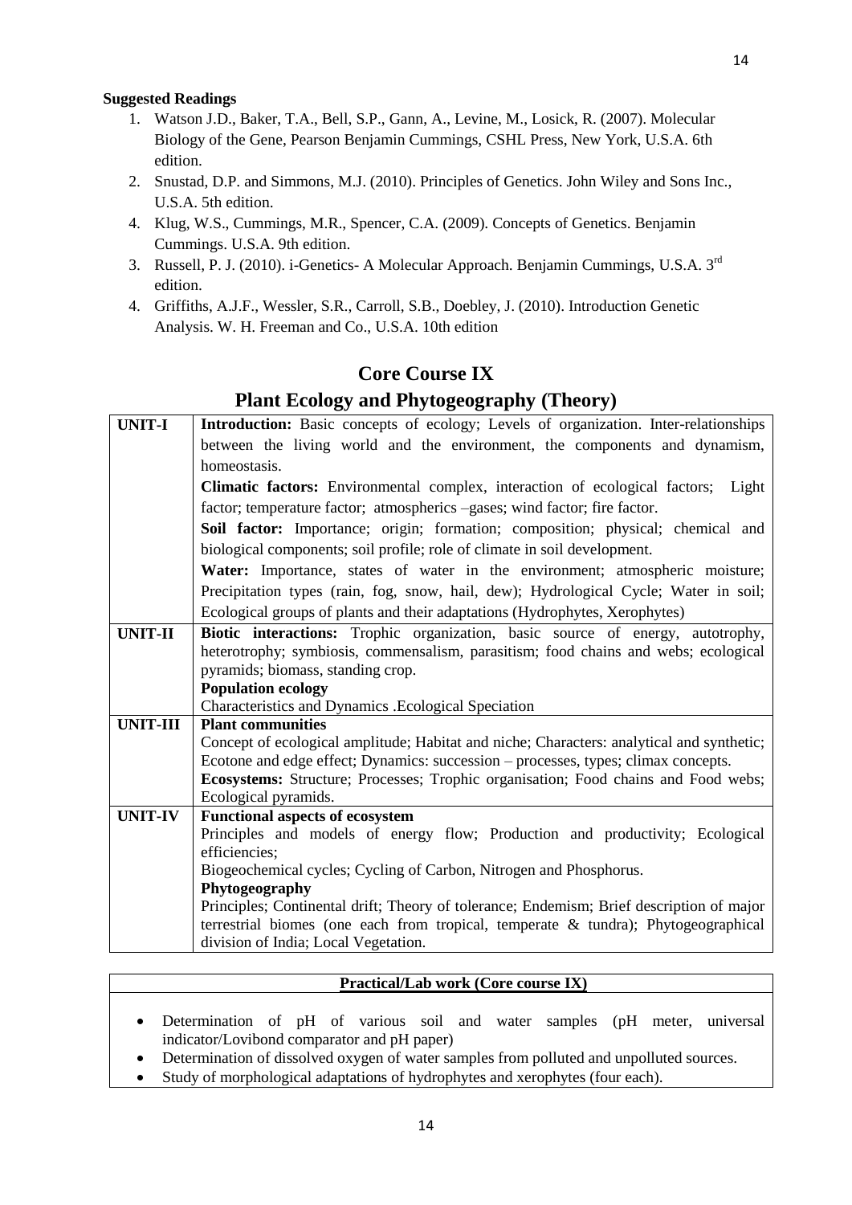**Suggested Readings**

1. Watson J.D., Baker, T.A., Bell, S.P., Gann, A., Levine, M., Losick, R. (2007). Molecular Biology of the Gene, Pearson Benjamin Cummings, CSHL Press, New York, U.S.A. 6th edition.
2. Snustad, D.P. and Simmons, M.J. (2010). Principles of Genetics. John Wiley and Sons Inc., U.S.A. 5th edition.
4. Klug, W.S., Cummings, M.R., Spencer, C.A. (2009). Concepts of Genetics. Benjamin Cummings. U.S.A. 9th edition.
3. Russell, P. J. (2010). i-Genetics- A Molecular Approach. Benjamin Cummings, U.S.A. 3rd edition.
4. Griffiths, A.J.F., Wessler, S.R., Carroll, S.B., Doebley, J. (2010). Introduction Genetic Analysis. W. H. Freeman and Co., U.S.A. 10th edition

## Core Course IX

## Plant Ecology and Phytogeography (Theory)

| | |
|---|---|
| **UNIT-I** | **Introduction:** Basic concepts of ecology; Levels of organization. Inter-relationships between the living world and the environment, the components and dynamism, homeostasis.<br>**Climatic factors:** Environmental complex, interaction of ecological factors; Light factor; temperature factor; atmospherics –gases; wind factor; fire factor.<br>**Soil factor:** Importance; origin; formation; composition; physical; chemical and biological components; soil profile; role of climate in soil development.<br>**Water:** Importance, states of water in the environment; atmospheric moisture; Precipitation types (rain, fog, snow, hail, dew); Hydrological Cycle; Water in soil; Ecological groups of plants and their adaptations (Hydrophytes, Xerophytes) |
| **UNIT-II** | **Biotic interactions:** Trophic organization, basic source of energy, autotrophy, heterotrophy; symbiosis, commensalism, parasitism; food chains and webs; ecological pyramids; biomass, standing crop.<br>**Population ecology**<br>Characteristics and Dynamics .Ecological Speciation |
| **UNIT-III** | **Plant communities**<br>Concept of ecological amplitude; Habitat and niche; Characters: analytical and synthetic; Ecotone and edge effect; Dynamics: succession – processes, types; climax concepts.<br>**Ecosystems:** Structure; Processes; Trophic organisation; Food chains and Food webs; Ecological pyramids. |
| **UNIT-IV** | **Functional aspects of ecosystem**<br>Principles and models of energy flow; Production and productivity; Ecological efficiencies;<br>Biogeochemical cycles; Cycling of Carbon, Nitrogen and Phosphorus.<br>**Phytogeography**<br>Principles; Continental drift; Theory of tolerance; Endemism; Brief description of major terrestrial biomes (one each from tropical, temperate & tundra); Phytogeographical division of India; Local Vegetation. |

**Practical/Lab work (Core course IX)**

- Determination of pH of various soil and water samples (pH meter, universal indicator/Lovibond comparator and pH paper)
- Determination of dissolved oxygen of water samples from polluted and unpolluted sources.
- Study of morphological adaptations of hydrophytes and xerophytes (four each).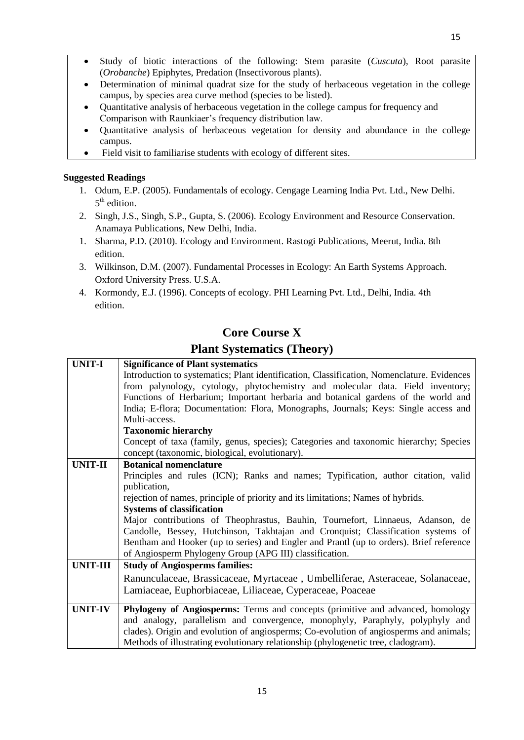- Study of biotic interactions of the following: Stem parasite (*Cuscuta*), Root parasite (*Orobanche*) Epiphytes, Predation (Insectivorous plants).
- Determination of minimal quadrat size for the study of herbaceous vegetation in the college campus, by species area curve method (species to be listed).
- Quantitative analysis of herbaceous vegetation in the college campus for frequency and Comparison with Raunkiaer's frequency distribution law.
- Quantitative analysis of herbaceous vegetation for density and abundance in the college campus.
- Field visit to familiarise students with ecology of different sites.

**Suggested Readings**

1. Odum, E.P. (2005). Fundamentals of ecology. Cengage Learning India Pvt. Ltd., New Delhi. 5th edition.
2. Singh, J.S., Singh, S.P., Gupta, S. (2006). Ecology Environment and Resource Conservation. Anamaya Publications, New Delhi, India.
1. Sharma, P.D. (2010). Ecology and Environment. Rastogi Publications, Meerut, India. 8th edition.
3. Wilkinson, D.M. (2007). Fundamental Processes in Ecology: An Earth Systems Approach. Oxford University Press. U.S.A.
4. Kormondy, E.J. (1996). Concepts of ecology. PHI Learning Pvt. Ltd., Delhi, India. 4th edition.

## Core Course X

## Plant Systematics (Theory)

| | |
|---|---|
| **UNIT-I** | **Significance of Plant systematics**<br>Introduction to systematics; Plant identification, Classification, Nomenclature. Evidences from palynology, cytology, phytochemistry and molecular data. Field inventory; Functions of Herbarium; Important herbaria and botanical gardens of the world and India; E-flora; Documentation: Flora, Monographs, Journals; Keys: Single access and Multi-access.<br>**Taxonomic hierarchy**<br>Concept of taxa (family, genus, species); Categories and taxonomic hierarchy; Species concept (taxonomic, biological, evolutionary). |
| **UNIT-II** | **Botanical nomenclature**<br>Principles and rules (ICN); Ranks and names; Typification, author citation, valid publication,<br>rejection of names, principle of priority and its limitations; Names of hybrids.<br>**Systems of classification**<br>Major contributions of Theophrastus, Bauhin, Tournefort, Linnaeus, Adanson, de Candolle, Bessey, Hutchinson, Takhtajan and Cronquist; Classification systems of Bentham and Hooker (up to series) and Engler and Prantl (up to orders). Brief reference of Angiosperm Phylogeny Group (APG III) classification. |
| **UNIT-III** | **Study of Angiosperms families:**<br>Ranunculaceae, Brassicaceae, Myrtaceae , Umbelliferae, Asteraceae, Solanaceae, Lamiaceae, Euphorbiaceae, Liliaceae, Cyperaceae, Poaceae |
| **UNIT-IV** | **Phylogeny of Angiosperms:** Terms and concepts (primitive and advanced, homology and analogy, parallelism and convergence, monophyly, Paraphyly, polyphyly and clades). Origin and evolution of angiosperms; Co-evolution of angiosperms and animals; Methods of illustrating evolutionary relationship (phylogenetic tree, cladogram). |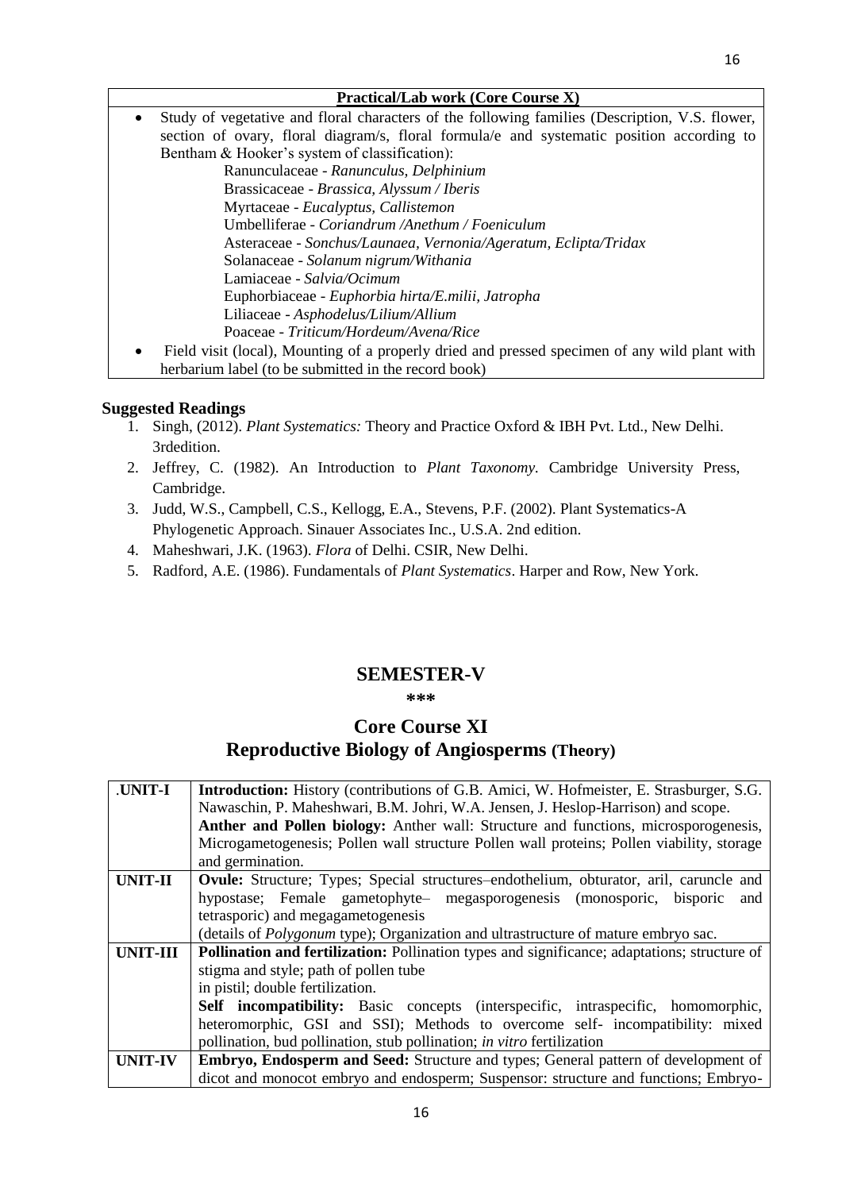| **Practical/Lab work (Core Course X)** |
| --- |
| • Study of vegetative and floral characters of the following families (Description, V.S. flower, section of ovary, floral diagram/s, floral formula/e and systematic position according to Bentham & Hooker's system of classification):<br>Ranunculaceae - *Ranunculus, Delphinium*<br>Brassicaceae - *Brassica, Alyssum / Iberis*<br>Myrtaceae - *Eucalyptus, Callistemon*<br>Umbelliferae - *Coriandrum /Anethum / Foeniculum*<br>Asteraceae - *Sonchus/Launaea, Vernonia/Ageratum, Eclipta/Tridax*<br>Solanaceae - *Solanum nigrum/Withania*<br>Lamiaceae - *Salvia/Ocimum*<br>Euphorbiaceae - *Euphorbia hirta/E.milii, Jatropha*<br>Liliaceae - *Asphodelus/Lilium/Allium*<br>Poaceae - *Triticum/Hordeum/Avena/Rice* |
| • Field visit (local), Mounting of a properly dried and pressed specimen of any wild plant with herbarium label (to be submitted in the record book) |

**Suggested Readings**

1. Singh, (2012). *Plant Systematics:* Theory and Practice Oxford & IBH Pvt. Ltd., New Delhi. 3rdedition.
2. Jeffrey, C. (1982). An Introduction to *Plant Taxonomy.* Cambridge University Press, Cambridge.
3. Judd, W.S., Campbell, C.S., Kellogg, E.A., Stevens, P.F. (2002). Plant Systematics-A Phylogenetic Approach. Sinauer Associates Inc., U.S.A. 2nd edition.
4. Maheshwari, J.K. (1963). *Flora* of Delhi. CSIR, New Delhi.
5. Radford, A.E. (1986). Fundamentals of *Plant Systematics*. Harper and Row, New York.

## SEMESTER-V

**\*\*\***

## Core Course XI
## Reproductive Biology of Angiosperms (Theory)

| .UNIT-I | **Introduction:** History (contributions of G.B. Amici, W. Hofmeister, E. Strasburger, S.G. Nawaschin, P. Maheshwari, B.M. Johri, W.A. Jensen, J. Heslop-Harrison) and scope.<br>**Anther and Pollen biology:** Anther wall: Structure and functions, microsporogenesis, Microgametogenesis; Pollen wall structure Pollen wall proteins; Pollen viability, storage and germination. |
| --- | --- |
| **UNIT-II** | **Ovule:** Structure; Types; Special structures–endothelium, obturator, aril, caruncle and hypostase; Female gametophyte– megasporogenesis (monosporic, bisporic and tetrasporic) and megagametogenesis<br>(details of *Polygonum* type); Organization and ultrastructure of mature embryo sac. |
| **UNIT-III** | **Pollination and fertilization:** Pollination types and significance; adaptations; structure of stigma and style; path of pollen tube<br>in pistil; double fertilization.<br>**Self incompatibility:** Basic concepts (interspecific, intraspecific, homomorphic, heteromorphic, GSI and SSI); Methods to overcome self- incompatibility: mixed pollination, bud pollination, stub pollination; *in vitro* fertilization |
| **UNIT-IV** | **Embryo, Endosperm and Seed:** Structure and types; General pattern of development of dicot and monocot embryo and endosperm; Suspensor: structure and functions; Embryo- |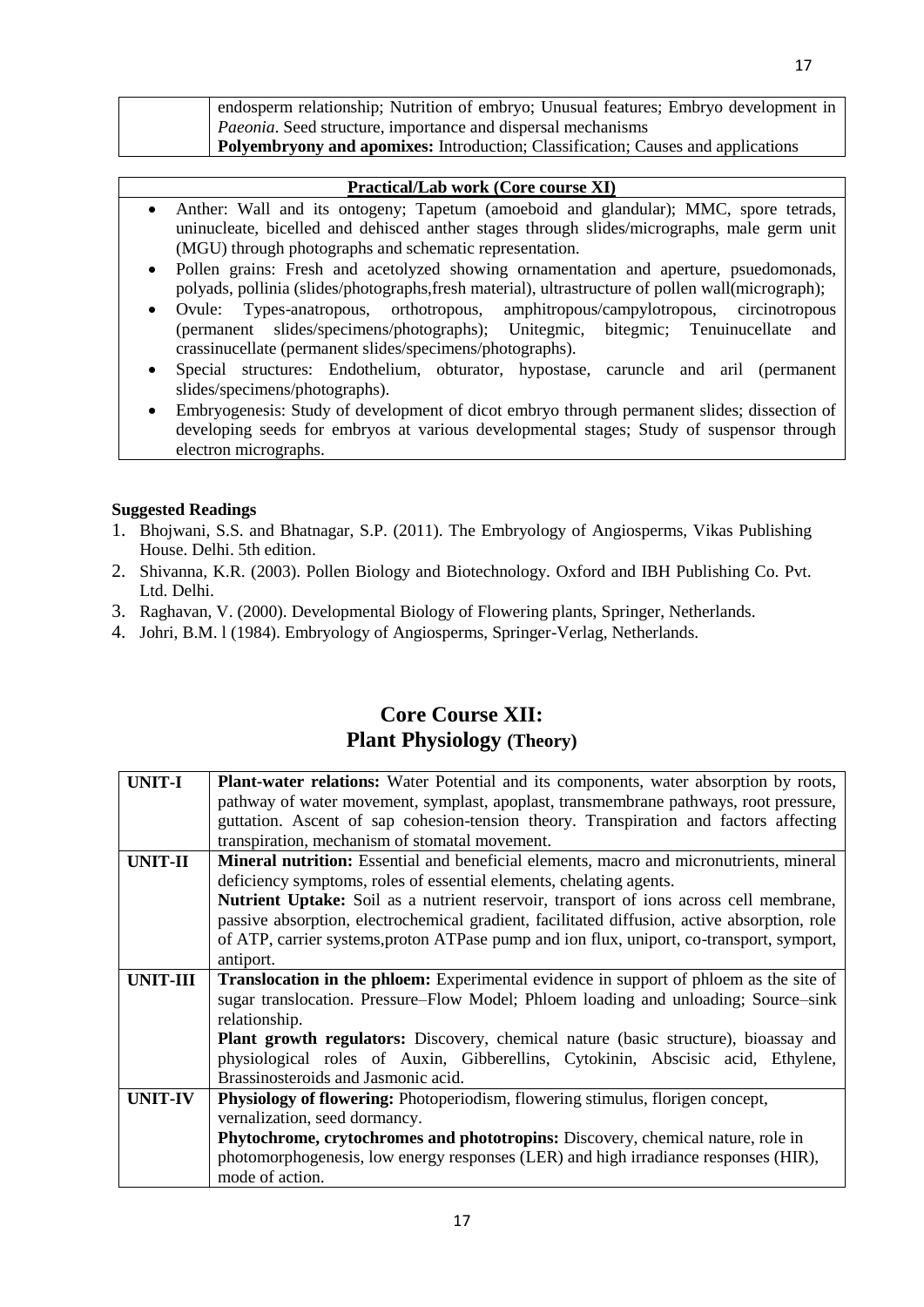| | endosperm relationship; Nutrition of embryo; Unusual features; Embryo development in *Paeonia*. Seed structure, importance and dispersal mechanisms **Polyembryony and apomixes:** Introduction; Classification; Causes and applications |
|---|---|

**Practical/Lab work (Core course XI)**

- Anther: Wall and its ontogeny; Tapetum (amoeboid and glandular); MMC, spore tetrads, uninucleate, bicelled and dehisced anther stages through slides/micrographs, male germ unit (MGU) through photographs and schematic representation.
- Pollen grains: Fresh and acetolyzed showing ornamentation and aperture, psuedomonads, polyads, pollinia (slides/photographs,fresh material), ultrastructure of pollen wall(micrograph);
- Ovule: Types-anatropous, orthotropous, amphitropous/campylotropous, circinotropous (permanent slides/specimens/photographs); Unitegmic, bitegmic; Tenuinucellate and crassinucellate (permanent slides/specimens/photographs).
- Special structures: Endothelium, obturator, hypostase, caruncle and aril (permanent slides/specimens/photographs).
- Embryogenesis: Study of development of dicot embryo through permanent slides; dissection of developing seeds for embryos at various developmental stages; Study of suspensor through electron micrographs.

**Suggested Readings**

1. Bhojwani, S.S. and Bhatnagar, S.P. (2011). The Embryology of Angiosperms, Vikas Publishing House. Delhi. 5th edition.
2. Shivanna, K.R. (2003). Pollen Biology and Biotechnology. Oxford and IBH Publishing Co. Pvt. Ltd. Delhi.
3. Raghavan, V. (2000). Developmental Biology of Flowering plants, Springer, Netherlands.
4. Johri, B.M. l (1984). Embryology of Angiosperms, Springer-Verlag, Netherlands.

## Core Course XII:
## Plant Physiology (Theory)

| UNIT | Content |
|---|---|
| **UNIT-I** | **Plant-water relations:** Water Potential and its components, water absorption by roots, pathway of water movement, symplast, apoplast, transmembrane pathways, root pressure, guttation. Ascent of sap cohesion-tension theory. Transpiration and factors affecting transpiration, mechanism of stomatal movement. |
| **UNIT-II** | **Mineral nutrition:** Essential and beneficial elements, macro and micronutrients, mineral deficiency symptoms, roles of essential elements, chelating agents. **Nutrient Uptake:** Soil as a nutrient reservoir, transport of ions across cell membrane, passive absorption, electrochemical gradient, facilitated diffusion, active absorption, role of ATP, carrier systems,proton ATPase pump and ion flux, uniport, co-transport, symport, antiport. |
| **UNIT-III** | **Translocation in the phloem:** Experimental evidence in support of phloem as the site of sugar translocation. Pressure–Flow Model; Phloem loading and unloading; Source–sink relationship. **Plant growth regulators:** Discovery, chemical nature (basic structure), bioassay and physiological roles of Auxin, Gibberellins, Cytokinin, Abscisic acid, Ethylene, Brassinosteroids and Jasmonic acid. |
| **UNIT-IV** | **Physiology of flowering:** Photoperiodism, flowering stimulus, florigen concept, vernalization, seed dormancy. **Phytochrome, crytochromes and phototropins:** Discovery, chemical nature, role in photomorphogenesis, low energy responses (LER) and high irradiance responses (HIR), mode of action. |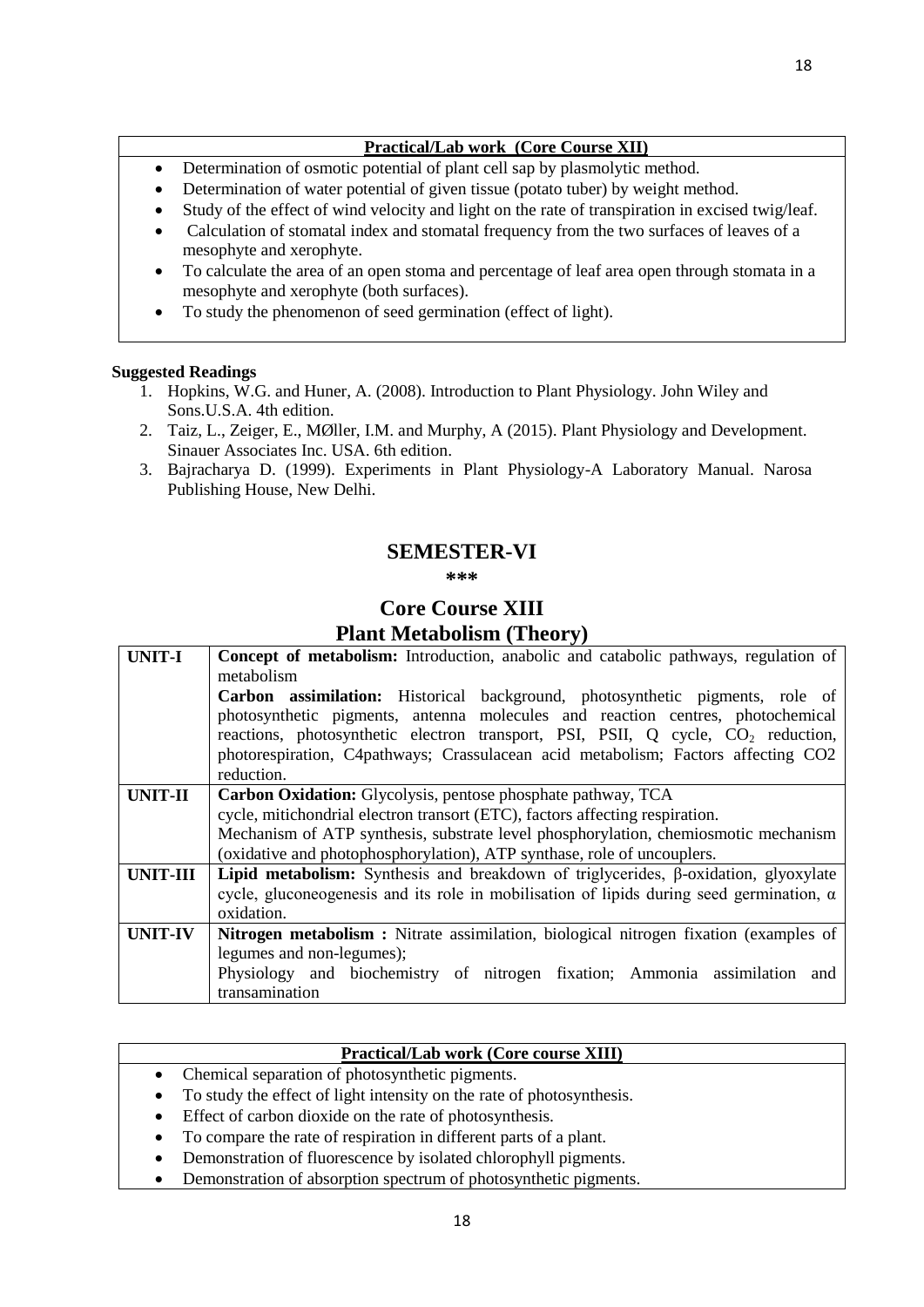| **Practical/Lab work (Core Course XII)** |
|---|
| • Determination of osmotic potential of plant cell sap by plasmolytic method.<br>• Determination of water potential of given tissue (potato tuber) by weight method.<br>• Study of the effect of wind velocity and light on the rate of transpiration in excised twig/leaf.<br>• Calculation of stomatal index and stomatal frequency from the two surfaces of leaves of a mesophyte and xerophyte.<br>• To calculate the area of an open stoma and percentage of leaf area open through stomata in a mesophyte and xerophyte (both surfaces).<br>• To study the phenomenon of seed germination (effect of light). |

**Suggested Readings**

1. Hopkins, W.G. and Huner, A. (2008). Introduction to Plant Physiology. John Wiley and Sons.U.S.A. 4th edition.
2. Taiz, L., Zeiger, E., MØller, I.M. and Murphy, A (2015). Plant Physiology and Development. Sinauer Associates Inc. USA. 6th edition.
3. Bajracharya D. (1999). Experiments in Plant Physiology-A Laboratory Manual. Narosa Publishing House, New Delhi.

## SEMESTER-VI

***

## Core Course XIII
## Plant Metabolism (Theory)

| | |
|---|---|
| **UNIT-I** | **Concept of metabolism:** Introduction, anabolic and catabolic pathways, regulation of metabolism<br>**Carbon assimilation:** Historical background, photosynthetic pigments, role of photosynthetic pigments, antenna molecules and reaction centres, photochemical reactions, photosynthetic electron transport, PSI, PSII, Q cycle, $CO_2$ reduction, photorespiration, C4pathways; Crassulacean acid metabolism; Factors affecting CO2 reduction. |
| **UNIT-II** | **Carbon Oxidation:** Glycolysis, pentose phosphate pathway, TCA cycle, mitichondrial electron transort (ETC), factors affecting respiration.<br>Mechanism of ATP synthesis, substrate level phosphorylation, chemiosmotic mechanism (oxidative and photophosphorylation), ATP synthase, role of uncouplers. |
| **UNIT-III** | **Lipid metabolism:** Synthesis and breakdown of triglycerides, β-oxidation, glyoxylate cycle, gluconeogenesis and its role in mobilisation of lipids during seed germination, α oxidation. |
| **UNIT-IV** | **Nitrogen metabolism :** Nitrate assimilation, biological nitrogen fixation (examples of legumes and non-legumes);<br>Physiology and biochemistry of nitrogen fixation; Ammonia assimilation and transamination |

| **Practical/Lab work (Core course XIII)** |
|---|
| • Chemical separation of photosynthetic pigments.<br>• To study the effect of light intensity on the rate of photosynthesis.<br>• Effect of carbon dioxide on the rate of photosynthesis.<br>• To compare the rate of respiration in different parts of a plant.<br>• Demonstration of fluorescence by isolated chlorophyll pigments.<br>• Demonstration of absorption spectrum of photosynthetic pigments. |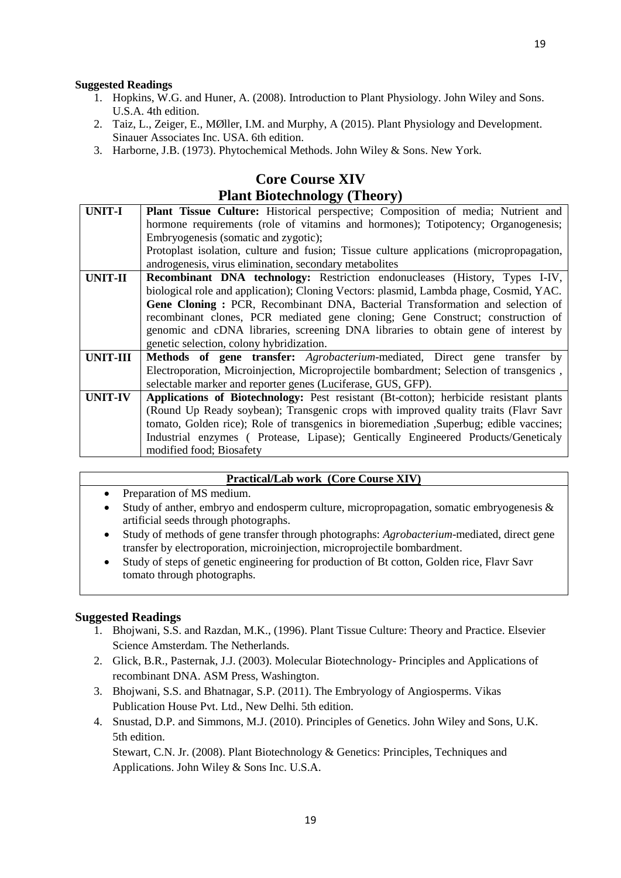**Suggested Readings**

1. Hopkins, W.G. and Huner, A. (2008). Introduction to Plant Physiology. John Wiley and Sons. U.S.A. 4th edition.
2. Taiz, L., Zeiger, E., MØller, I.M. and Murphy, A (2015). Plant Physiology and Development. Sinauer Associates Inc. USA. 6th edition.
3. Harborne, J.B. (1973). Phytochemical Methods. John Wiley & Sons. New York.

## Core Course XIV
## Plant Biotechnology (Theory)

| | |
|---|---|
| **UNIT-I** | **Plant Tissue Culture:** Historical perspective; Composition of media; Nutrient and hormone requirements (role of vitamins and hormones); Totipotency; Organogenesis; Embryogenesis (somatic and zygotic);<br>Protoplast isolation, culture and fusion; Tissue culture applications (micropropagation, androgenesis, virus elimination, secondary metabolites |
| **UNIT-II** | **Recombinant DNA technology:** Restriction endonucleases (History, Types I-IV, biological role and application); Cloning Vectors: plasmid, Lambda phage, Cosmid, YAC.<br>**Gene Cloning :** PCR, Recombinant DNA, Bacterial Transformation and selection of recombinant clones, PCR mediated gene cloning; Gene Construct; construction of genomic and cDNA libraries, screening DNA libraries to obtain gene of interest by genetic selection, colony hybridization. |
| **UNIT-III** | **Methods of gene transfer:** *Agrobacterium*-mediated, Direct gene transfer by Electroporation, Microinjection, Microprojectile bombardment; Selection of transgenics , selectable marker and reporter genes (Luciferase, GUS, GFP). |
| **UNIT-IV** | **Applications of Biotechnology:** Pest resistant (Bt-cotton); herbicide resistant plants (Round Up Ready soybean); Transgenic crops with improved quality traits (Flavr Savr tomato, Golden rice); Role of transgenics in bioremediation ,Superbug; edible vaccines; Industrial enzymes ( Protease, Lipase); Gentically Engineered Products/Geneticaly modified food; Biosafety |

**Practical/Lab work (Core Course XIV)**

- Preparation of MS medium.
- Study of anther, embryo and endosperm culture, micropropagation, somatic embryogenesis & artificial seeds through photographs.
- Study of methods of gene transfer through photographs: *Agrobacterium*-mediated, direct gene transfer by electroporation, microinjection, microprojectile bombardment.
- Study of steps of genetic engineering for production of Bt cotton, Golden rice, Flavr Savr tomato through photographs.

### Suggested Readings

1. Bhojwani, S.S. and Razdan, M.K., (1996). Plant Tissue Culture: Theory and Practice. Elsevier Science Amsterdam. The Netherlands.
2. Glick, B.R., Pasternak, J.J. (2003). Molecular Biotechnology- Principles and Applications of recombinant DNA. ASM Press, Washington.
3. Bhojwani, S.S. and Bhatnagar, S.P. (2011). The Embryology of Angiosperms. Vikas Publication House Pvt. Ltd., New Delhi. 5th edition.
4. Snustad, D.P. and Simmons, M.J. (2010). Principles of Genetics. John Wiley and Sons, U.K. 5th edition.
   Stewart, C.N. Jr. (2008). Plant Biotechnology & Genetics: Principles, Techniques and Applications. John Wiley & Sons Inc. U.S.A.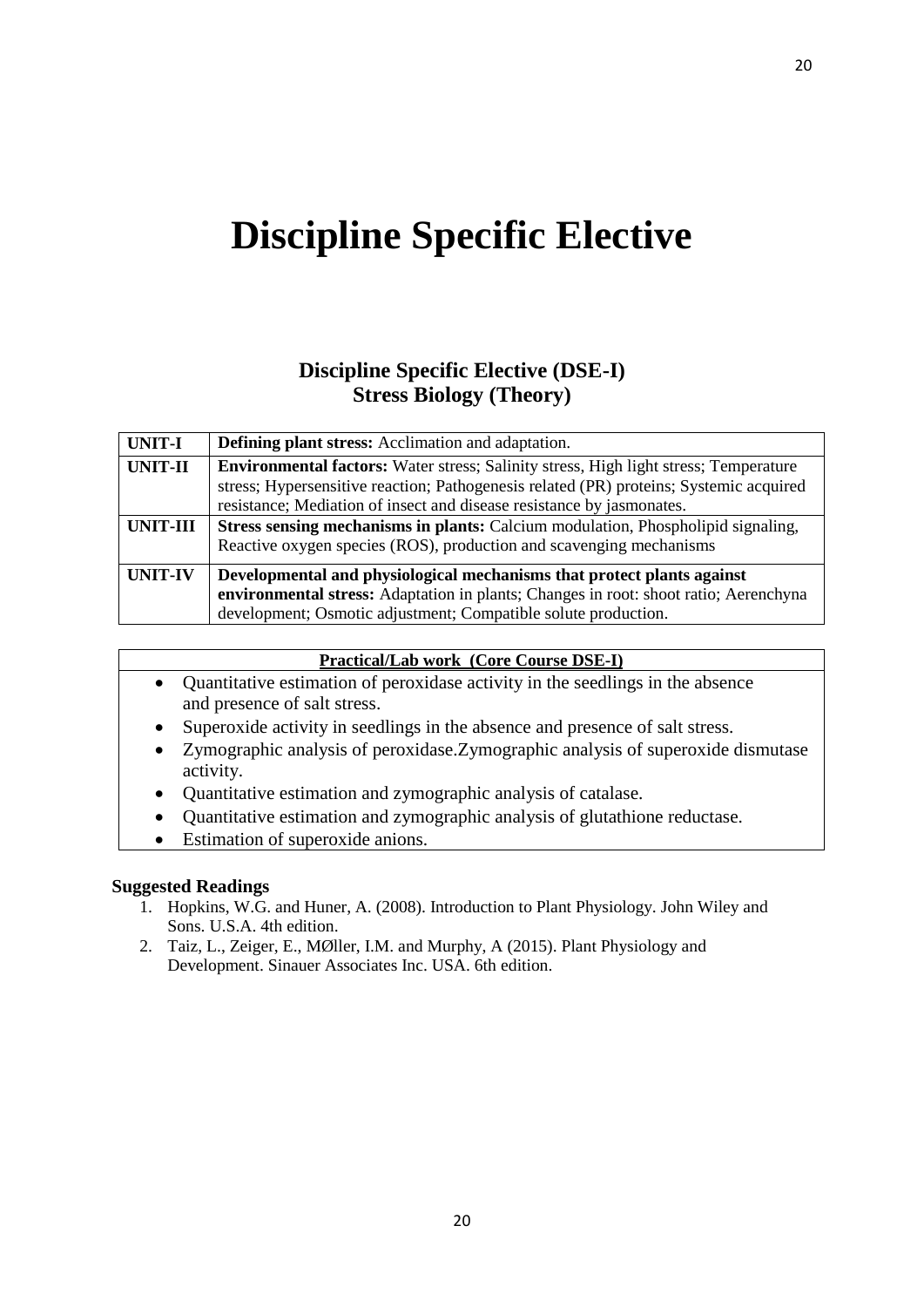# Discipline Specific Elective

## Discipline Specific Elective (DSE-I)
## Stress Biology (Theory)

| | |
|---|---|
| **UNIT-I** | **Defining plant stress:** Acclimation and adaptation. |
| **UNIT-II** | **Environmental factors:** Water stress; Salinity stress, High light stress; Temperature stress; Hypersensitive reaction; Pathogenesis related (PR) proteins; Systemic acquired resistance; Mediation of insect and disease resistance by jasmonates. |
| **UNIT-III** | **Stress sensing mechanisms in plants:** Calcium modulation, Phospholipid signaling, Reactive oxygen species (ROS), production and scavenging mechanisms |
| **UNIT-IV** | **Developmental and physiological mechanisms that protect plants against environmental stress:** Adaptation in plants; Changes in root: shoot ratio; Aerenchyna development; Osmotic adjustment; Compatible solute production. |

**Practical/Lab work (Core Course DSE-I)**

- Quantitative estimation of peroxidase activity in the seedlings in the absence and presence of salt stress.
- Superoxide activity in seedlings in the absence and presence of salt stress.
- Zymographic analysis of peroxidase.Zymographic analysis of superoxide dismutase activity.
- Quantitative estimation and zymographic analysis of catalase.
- Quantitative estimation and zymographic analysis of glutathione reductase.
- Estimation of superoxide anions.

**Suggested Readings**

1. Hopkins, W.G. and Huner, A. (2008). Introduction to Plant Physiology. John Wiley and Sons. U.S.A. 4th edition.
2. Taiz, L., Zeiger, E., MØller, I.M. and Murphy, A (2015). Plant Physiology and Development. Sinauer Associates Inc. USA. 6th edition.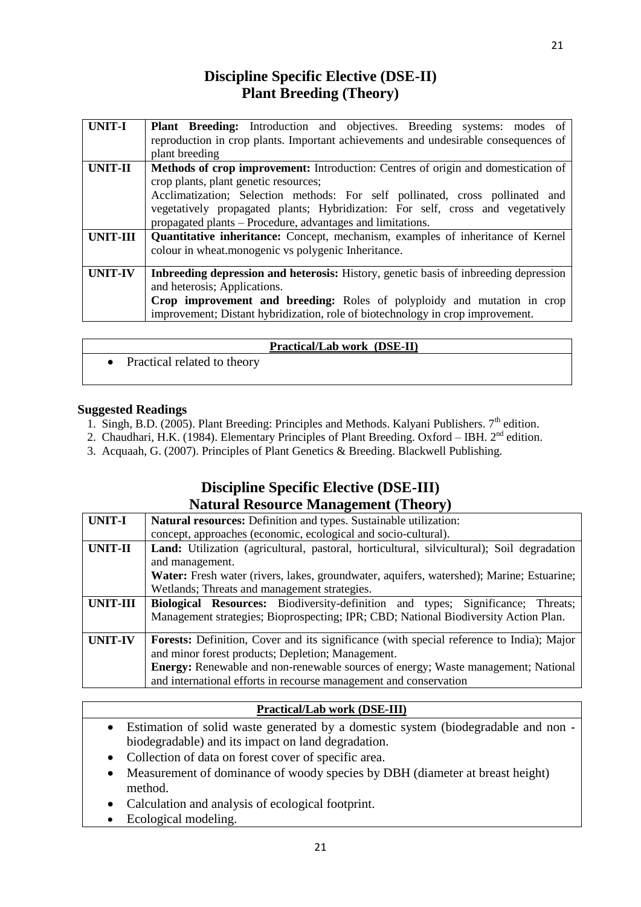# Discipline Specific Elective (DSE-II)
## Plant Breeding (Theory)

| | |
|---|---|
| **UNIT-I** | **Plant Breeding:** Introduction and objectives. Breeding systems: modes of reproduction in crop plants. Important achievements and undesirable consequences of plant breeding |
| **UNIT-II** | **Methods of crop improvement:** Introduction: Centres of origin and domestication of crop plants, plant genetic resources; Acclimatization; Selection methods: For self pollinated, cross pollinated and vegetatively propagated plants; Hybridization: For self, cross and vegetatively propagated plants – Procedure, advantages and limitations. |
| **UNIT-III** | **Quantitative inheritance:** Concept, mechanism, examples of inheritance of Kernel colour in wheat.monogenic vs polygenic Inheritance. |
| **UNIT-IV** | **Inbreeding depression and heterosis:** History, genetic basis of inbreeding depression and heterosis; Applications. **Crop improvement and breeding:** Roles of polyploidy and mutation in crop improvement; Distant hybridization, role of biotechnology in crop improvement. |

**Practical/Lab work (DSE-II)**

- Practical related to theory

**Suggested Readings**

1. Singh, B.D. (2005). Plant Breeding: Principles and Methods. Kalyani Publishers. 7th edition.
2. Chaudhari, H.K. (1984). Elementary Principles of Plant Breeding. Oxford – IBH. 2nd edition.
3. Acquaah, G. (2007). Principles of Plant Genetics & Breeding. Blackwell Publishing.

# Discipline Specific Elective (DSE-III)
## Natural Resource Management (Theory)

| | |
|---|---|
| **UNIT-I** | **Natural resources:** Definition and types. Sustainable utilization: concept, approaches (economic, ecological and socio-cultural). |
| **UNIT-II** | **Land:** Utilization (agricultural, pastoral, horticultural, silvicultural); Soil degradation and management. **Water:** Fresh water (rivers, lakes, groundwater, aquifers, watershed); Marine; Estuarine; Wetlands; Threats and management strategies. |
| **UNIT-III** | **Biological Resources:** Biodiversity-definition and types; Significance; Threats; Management strategies; Bioprospecting; IPR; CBD; National Biodiversity Action Plan. |
| **UNIT-IV** | **Forests:** Definition, Cover and its significance (with special reference to India); Major and minor forest products; Depletion; Management. **Energy:** Renewable and non-renewable sources of energy; Waste management; National and international efforts in recourse management and conservation |

**Practical/Lab work (DSE-III)**

- Estimation of solid waste generated by a domestic system (biodegradable and non - biodegradable) and its impact on land degradation.
- Collection of data on forest cover of specific area.
- Measurement of dominance of woody species by DBH (diameter at breast height) method.
- Calculation and analysis of ecological footprint.
- Ecological modeling.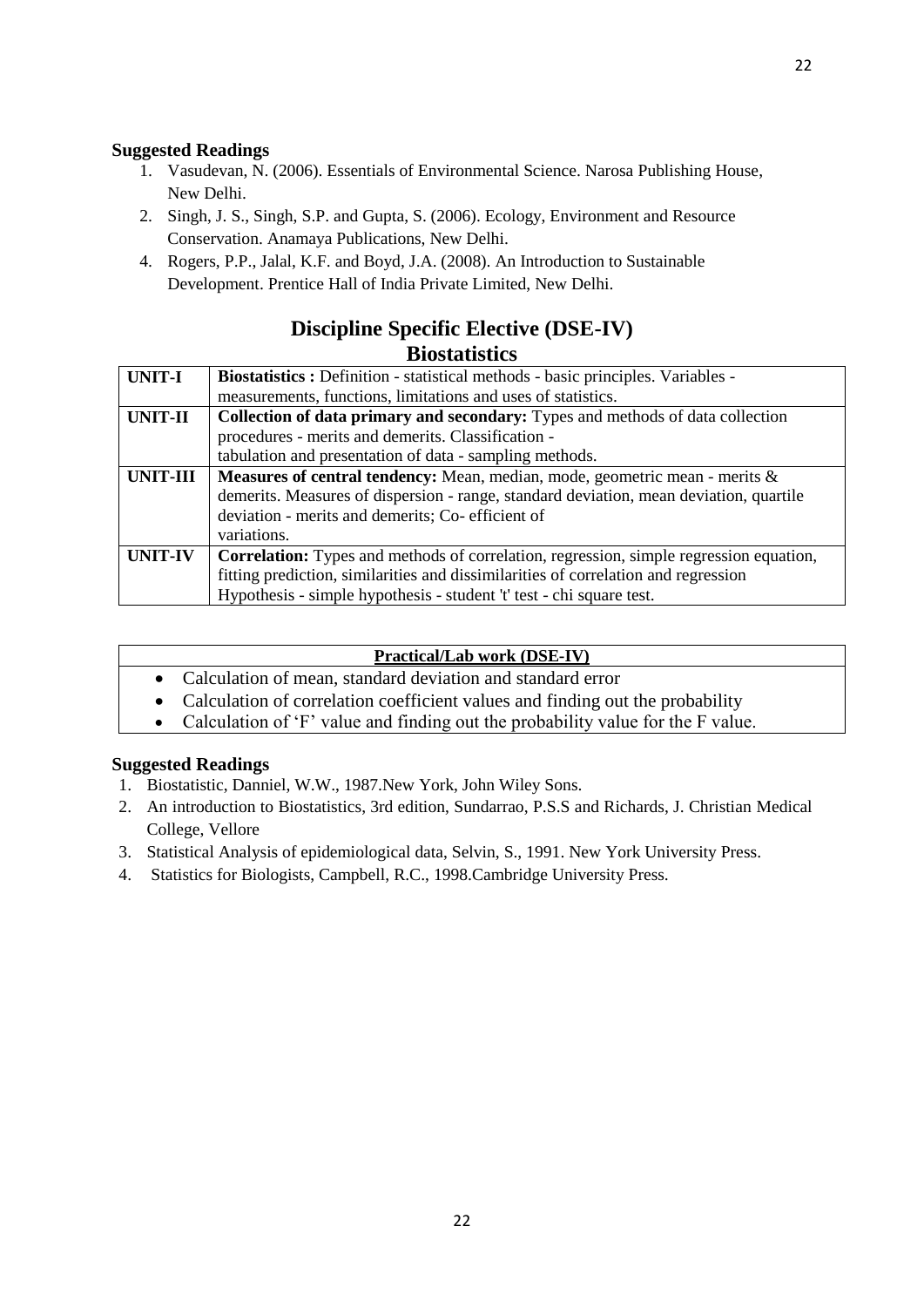**Suggested Readings**

1. Vasudevan, N. (2006). Essentials of Environmental Science. Narosa Publishing House, New Delhi.
2. Singh, J. S., Singh, S.P. and Gupta, S. (2006). Ecology, Environment and Resource Conservation. Anamaya Publications, New Delhi.
4. Rogers, P.P., Jalal, K.F. and Boyd, J.A. (2008). An Introduction to Sustainable Development. Prentice Hall of India Private Limited, New Delhi.

## Discipline Specific Elective (DSE-IV)
## Biostatistics

| | |
|---|---|
| **UNIT-I** | **Biostatistics :** Definition - statistical methods - basic principles. Variables - measurements, functions, limitations and uses of statistics. |
| **UNIT-II** | **Collection of data primary and secondary:** Types and methods of data collection procedures - merits and demerits. Classification - tabulation and presentation of data - sampling methods. |
| **UNIT-III** | **Measures of central tendency:** Mean, median, mode, geometric mean - merits & demerits. Measures of dispersion - range, standard deviation, mean deviation, quartile deviation - merits and demerits; Co- efficient of variations. |
| **UNIT-IV** | **Correlation:** Types and methods of correlation, regression, simple regression equation, fitting prediction, similarities and dissimilarities of correlation and regression Hypothesis - simple hypothesis - student 't' test - chi square test. |

| **Practical/Lab work (DSE-IV)** |
|---|
| • Calculation of mean, standard deviation and standard error<br>• Calculation of correlation coefficient values and finding out the probability<br>• Calculation of 'F' value and finding out the probability value for the F value. |

**Suggested Readings**

1. Biostatistic, Danniel, W.W., 1987.New York, John Wiley Sons.
2. An introduction to Biostatistics, 3rd edition, Sundarrao, P.S.S and Richards, J. Christian Medical College, Vellore
3. Statistical Analysis of epidemiological data, Selvin, S., 1991. New York University Press.
4. Statistics for Biologists, Campbell, R.C., 1998.Cambridge University Press.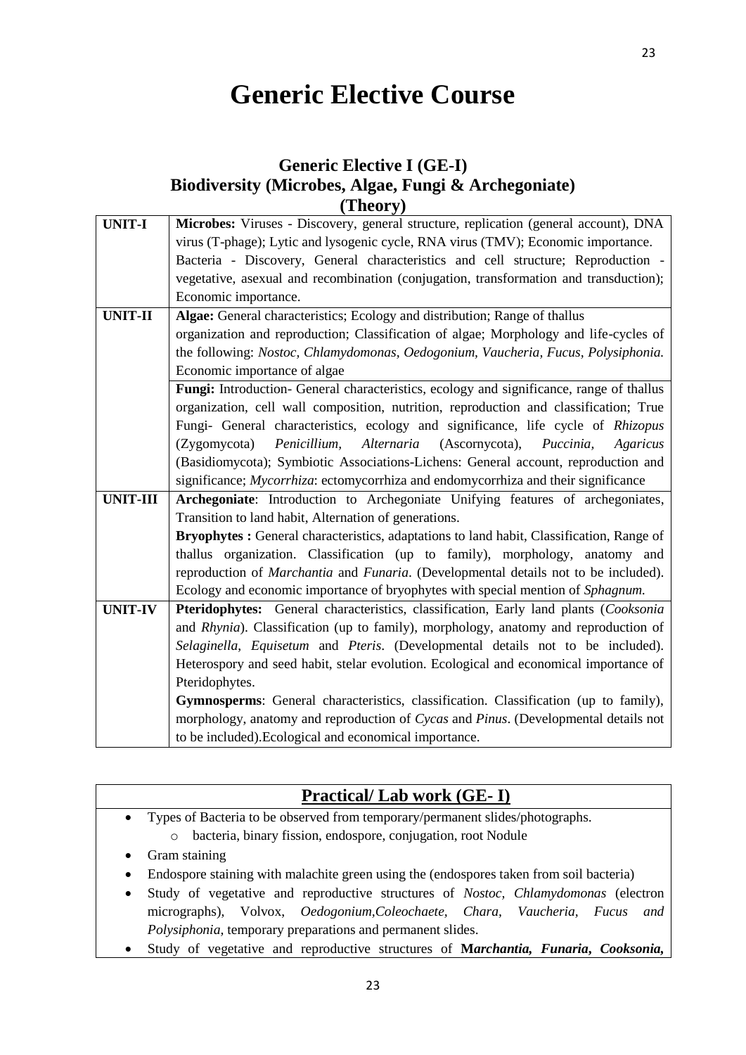# Generic Elective Course

## Generic Elective I (GE-I)
## Biodiversity (Microbes, Algae, Fungi & Archegoniate)
## (Theory)

| | |
|---|---|
| **UNIT-I** | **Microbes:** Viruses - Discovery, general structure, replication (general account), DNA virus (T-phage); Lytic and lysogenic cycle, RNA virus (TMV); Economic importance. Bacteria - Discovery, General characteristics and cell structure; Reproduction - vegetative, asexual and recombination (conjugation, transformation and transduction); Economic importance. |
| **UNIT-II** | **Algae:** General characteristics; Ecology and distribution; Range of thallus organization and reproduction; Classification of algae; Morphology and life-cycles of the following: *Nostoc, Chlamydomonas, Oedogonium, Vaucheria, Fucus, Polysiphonia.* Economic importance of algae |
| | **Fungi:** Introduction- General characteristics, ecology and significance, range of thallus organization, cell wall composition, nutrition, reproduction and classification; True Fungi- General characteristics, ecology and significance, life cycle of *Rhizopus* (Zygomycota) *Penicillium, Alternaria* (Ascornycota), *Puccinia, Agaricus* (Basidiomycota); Symbiotic Associations-Lichens: General account, reproduction and significance; *Mycorrhiza*: ectomycorrhiza and endomycorrhiza and their significance |
| **UNIT-III** | **Archegoniate**: Introduction to Archegoniate Unifying features of archegoniates, Transition to land habit, Alternation of generations. **Bryophytes :** General characteristics, adaptations to land habit, Classification, Range of thallus organization. Classification (up to family), morphology, anatomy and reproduction of *Marchantia* and *Funaria*. (Developmental details not to be included). Ecology and economic importance of bryophytes with special mention of *Sphagnum.* |
| **UNIT-IV** | **Pteridophytes:** General characteristics, classification, Early land plants (*Cooksonia* and *Rhynia*). Classification (up to family), morphology, anatomy and reproduction of *Selaginella*, *Equisetum* and *Pteris*. (Developmental details not to be included). Heterospory and seed habit, stelar evolution. Ecological and economical importance of Pteridophytes. **Gymnosperms**: General characteristics, classification. Classification (up to family), morphology, anatomy and reproduction of *Cycas* and *Pinus*. (Developmental details not to be included).Ecological and economical importance. |

## Practical/ Lab work (GE- I)

- Types of Bacteria to be observed from temporary/permanent slides/photographs.
  - bacteria, binary fission, endospore, conjugation, root Nodule
- Gram staining
- Endospore staining with malachite green using the (endospores taken from soil bacteria)
- Study of vegetative and reproductive structures of *Nostoc, Chlamydomonas* (electron micrographs), Volvox, *Oedogonium,Coleochaete, Chara, Vaucheria, Fucus and Polysiphonia,* temporary preparations and permanent slides.
- Study of vegetative and reproductive structures of ***Marchantia, Funaria, Cooksonia,***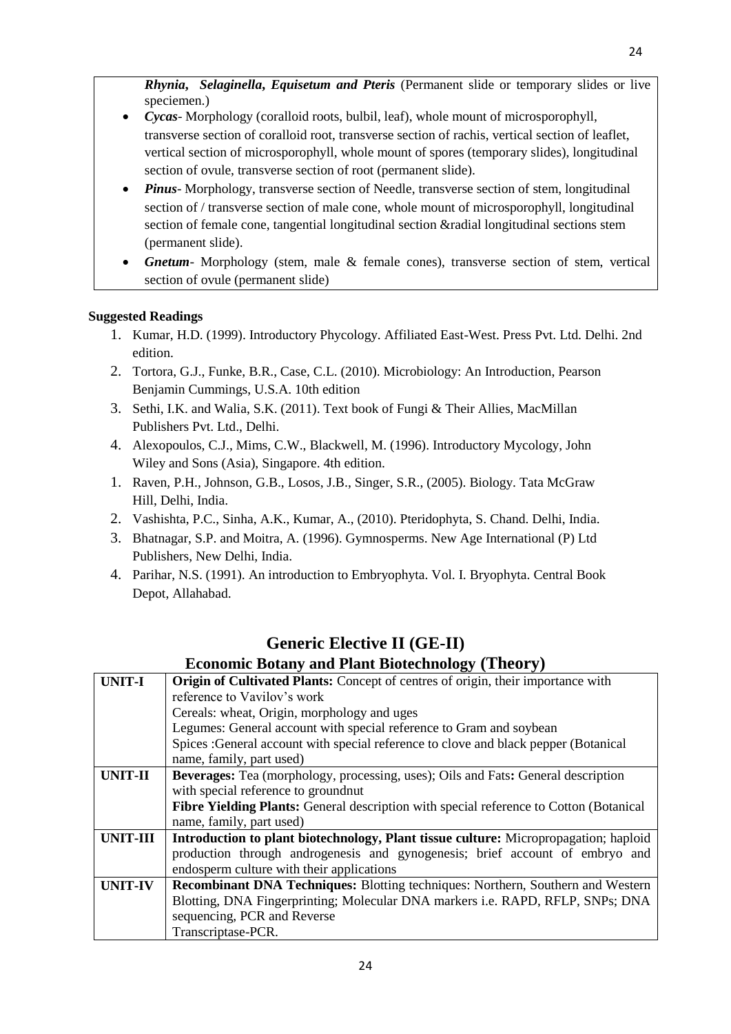***Rhynia*, *Selaginella*, *Equisetum and Pteris*** (Permanent slide or temporary slides or live speciemen.)

- ***Cycas***- Morphology (coralloid roots, bulbil, leaf), whole mount of microsporophyll, transverse section of coralloid root, transverse section of rachis, vertical section of leaflet, vertical section of microsporophyll, whole mount of spores (temporary slides), longitudinal section of ovule, transverse section of root (permanent slide).
- ***Pinus***- Morphology, transverse section of Needle, transverse section of stem, longitudinal section of / transverse section of male cone, whole mount of microsporophyll, longitudinal section of female cone, tangential longitudinal section &radial longitudinal sections stem (permanent slide).
- ***Gnetum***- Morphology (stem, male & female cones), transverse section of stem, vertical section of ovule (permanent slide)

**Suggested Readings**

1. Kumar, H.D. (1999). Introductory Phycology. Affiliated East-West. Press Pvt. Ltd. Delhi. 2nd edition.
2. Tortora, G.J., Funke, B.R., Case, C.L. (2010). Microbiology: An Introduction, Pearson Benjamin Cummings, U.S.A. 10th edition
3. Sethi, I.K. and Walia, S.K. (2011). Text book of Fungi & Their Allies, MacMillan Publishers Pvt. Ltd., Delhi.
4. Alexopoulos, C.J., Mims, C.W., Blackwell, M. (1996). Introductory Mycology, John Wiley and Sons (Asia), Singapore. 4th edition.
1. Raven, P.H., Johnson, G.B., Losos, J.B., Singer, S.R., (2005). Biology. Tata McGraw Hill, Delhi, India.
2. Vashishta, P.C., Sinha, A.K., Kumar, A., (2010). Pteridophyta, S. Chand. Delhi, India.
3. Bhatnagar, S.P. and Moitra, A. (1996). Gymnosperms. New Age International (P) Ltd Publishers, New Delhi, India.
4. Parihar, N.S. (1991). An introduction to Embryophyta. Vol. I. Bryophyta. Central Book Depot, Allahabad.

## Generic Elective II (GE-II)

### Economic Botany and Plant Biotechnology (Theory)

| | |
|---|---|
| **UNIT-I** | **Origin of Cultivated Plants:** Concept of centres of origin, their importance with reference to Vavilov's work<br>Cereals: wheat, Origin, morphology and uges<br>Legumes: General account with special reference to Gram and soybean<br>Spices :General account with special reference to clove and black pepper (Botanical name, family, part used) |
| **UNIT-II** | **Beverages:** Tea (morphology, processing, uses); Oils and Fats**:** General description with special reference to groundnut<br>**Fibre Yielding Plants:** General description with special reference to Cotton (Botanical name, family, part used) |
| **UNIT-III** | **Introduction to plant biotechnology, Plant tissue culture:** Micropropagation; haploid production through androgenesis and gynogenesis; brief account of embryo and endosperm culture with their applications |
| **UNIT-IV** | **Recombinant DNA Techniques:** Blotting techniques: Northern, Southern and Western Blotting, DNA Fingerprinting; Molecular DNA markers i.e. RAPD, RFLP, SNPs; DNA sequencing, PCR and Reverse<br>Transcriptase-PCR. |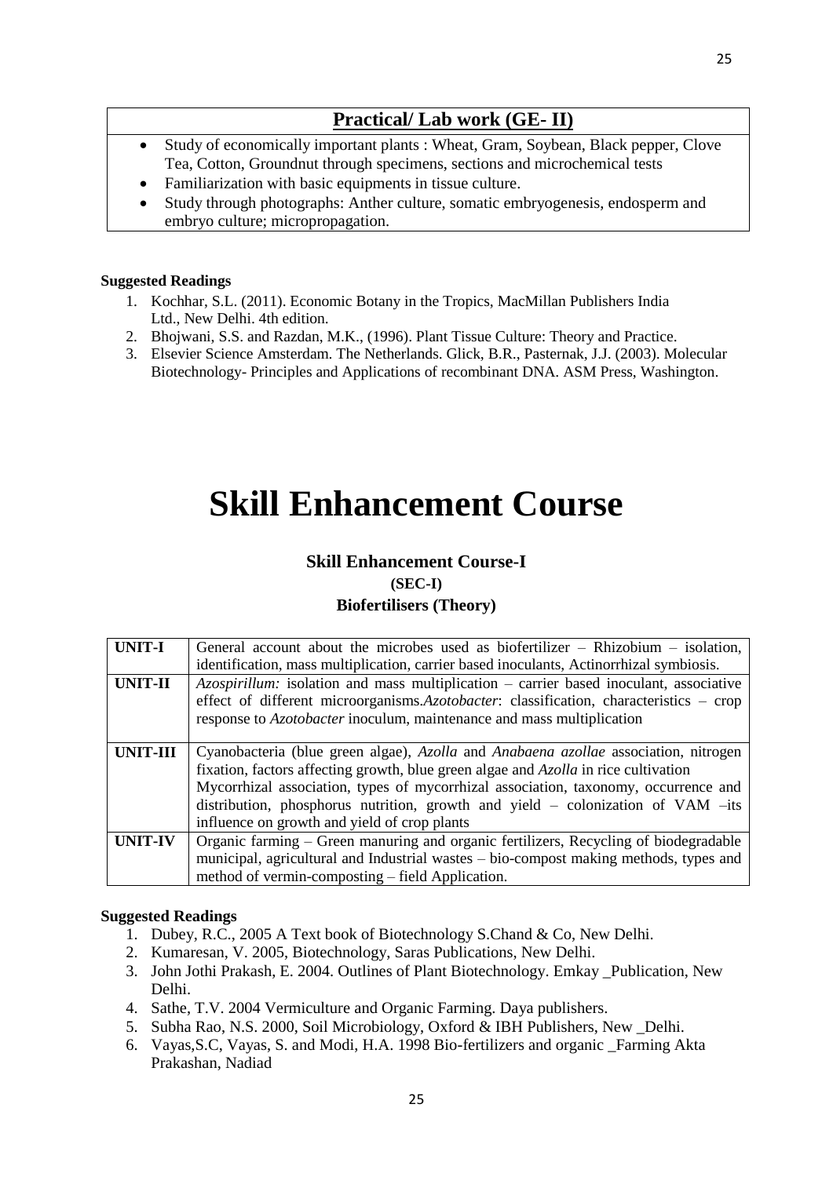## Practical/ Lab work (GE- II)

- Study of economically important plants : Wheat, Gram, Soybean, Black pepper, Clove Tea, Cotton, Groundnut through specimens, sections and microchemical tests
- Familiarization with basic equipments in tissue culture.
- Study through photographs: Anther culture, somatic embryogenesis, endosperm and embryo culture; micropropagation.

**Suggested Readings**

1. Kochhar, S.L. (2011). Economic Botany in the Tropics, MacMillan Publishers India Ltd., New Delhi. 4th edition.
2. Bhojwani, S.S. and Razdan, M.K., (1996). Plant Tissue Culture: Theory and Practice.
3. Elsevier Science Amsterdam. The Netherlands. Glick, B.R., Pasternak, J.J. (2003). Molecular Biotechnology- Principles and Applications of recombinant DNA. ASM Press, Washington.

# Skill Enhancement Course

### Skill Enhancement Course-I

**(SEC-I)**

**Biofertilisers (Theory)**

| | |
|---|---|
| **UNIT-I** | General account about the microbes used as biofertilizer – Rhizobium – isolation, identification, mass multiplication, carrier based inoculants, Actinorrhizal symbiosis. |
| **UNIT-II** | *Azospirillum:* isolation and mass multiplication – carrier based inoculant, associative effect of different microorganisms.*Azotobacter*: classification, characteristics – crop response to *Azotobacter* inoculum, maintenance and mass multiplication |
| **UNIT-III** | Cyanobacteria (blue green algae), *Azolla* and *Anabaena azollae* association, nitrogen fixation, factors affecting growth, blue green algae and *Azolla* in rice cultivation Mycorrhizal association, types of mycorrhizal association, taxonomy, occurrence and distribution, phosphorus nutrition, growth and yield – colonization of VAM –its influence on growth and yield of crop plants |
| **UNIT-IV** | Organic farming – Green manuring and organic fertilizers, Recycling of biodegradable municipal, agricultural and Industrial wastes – bio-compost making methods, types and method of vermin-composting – field Application. |

**Suggested Readings**

1. Dubey, R.C., 2005 A Text book of Biotechnology S.Chand & Co, New Delhi.
2. Kumaresan, V. 2005, Biotechnology, Saras Publications, New Delhi.
3. John Jothi Prakash, E. 2004. Outlines of Plant Biotechnology. Emkay _Publication, New Delhi.
4. Sathe, T.V. 2004 Vermiculture and Organic Farming. Daya publishers.
5. Subha Rao, N.S. 2000, Soil Microbiology, Oxford & IBH Publishers, New _Delhi.
6. Vayas,S.C, Vayas, S. and Modi, H.A. 1998 Bio-fertilizers and organic _Farming Akta Prakashan, Nadiad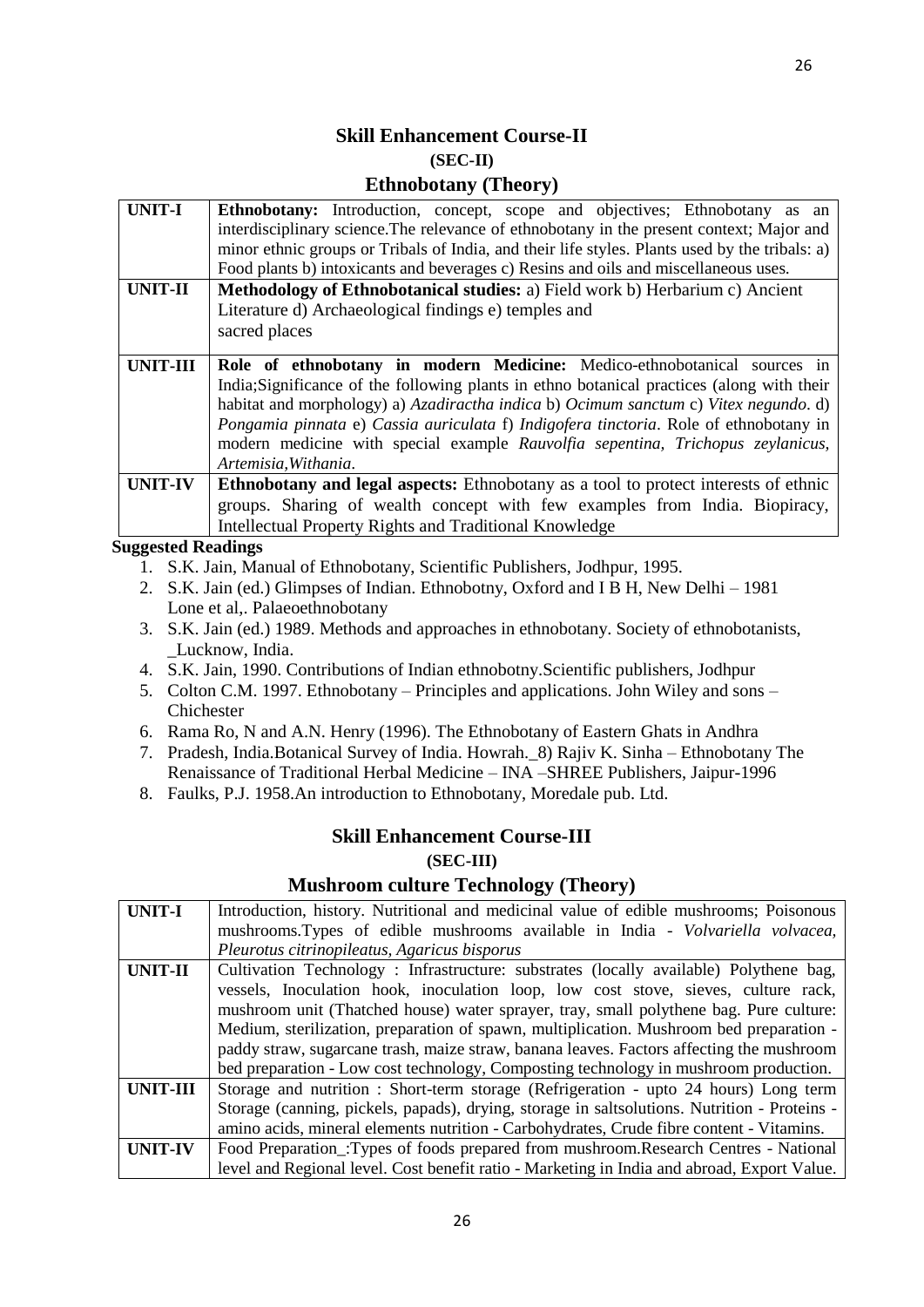## Skill Enhancement Course-II

### (SEC-II)

### Ethnobotany (Theory)

| | |
|---|---|
| **UNIT-I** | **Ethnobotany:** Introduction, concept, scope and objectives; Ethnobotany as an interdisciplinary science.The relevance of ethnobotany in the present context; Major and minor ethnic groups or Tribals of India, and their life styles. Plants used by the tribals: a) Food plants b) intoxicants and beverages c) Resins and oils and miscellaneous uses. |
| **UNIT-II** | **Methodology of Ethnobotanical studies:** a) Field work b) Herbarium c) Ancient Literature d) Archaeological findings e) temples and sacred places |
| **UNIT-III** | **Role of ethnobotany in modern Medicine:** Medico-ethnobotanical sources in India;Significance of the following plants in ethno botanical practices (along with their habitat and morphology) a) *Azadiractha indica* b) *Ocimum sanctum* c) *Vitex negundo*. d) *Pongamia pinnata* e) *Cassia auriculata* f) *Indigofera tinctoria*. Role of ethnobotany in modern medicine with special example *Rauvolfia sepentina, Trichopus zeylanicus, Artemisia,Withania*. |
| **UNIT-IV** | **Ethnobotany and legal aspects:** Ethnobotany as a tool to protect interests of ethnic groups. Sharing of wealth concept with few examples from India. Biopiracy, Intellectual Property Rights and Traditional Knowledge |

**Suggested Readings**

1. S.K. Jain, Manual of Ethnobotany, Scientific Publishers, Jodhpur, 1995.
2. S.K. Jain (ed.) Glimpses of Indian. Ethnobotny, Oxford and I B H, New Delhi – 1981 Lone et al,. Palaeoethnobotany
3. S.K. Jain (ed.) 1989. Methods and approaches in ethnobotany. Society of ethnobotanists, _Lucknow, India.
4. S.K. Jain, 1990. Contributions of Indian ethnobotny.Scientific publishers, Jodhpur
5. Colton C.M. 1997. Ethnobotany – Principles and applications. John Wiley and sons – Chichester
6. Rama Ro, N and A.N. Henry (1996). The Ethnobotany of Eastern Ghats in Andhra
7. Pradesh, India.Botanical Survey of India. Howrah._8) Rajiv K. Sinha – Ethnobotany The Renaissance of Traditional Herbal Medicine – INA –SHREE Publishers, Jaipur-1996
8. Faulks, P.J. 1958.An introduction to Ethnobotany, Moredale pub. Ltd.

## Skill Enhancement Course-III

### (SEC-III)

### Mushroom culture Technology (Theory)

| | |
|---|---|
| **UNIT-I** | Introduction, history. Nutritional and medicinal value of edible mushrooms; Poisonous mushrooms.Types of edible mushrooms available in India - *Volvariella volvacea, Pleurotus citrinopileatus, Agaricus bisporus* |
| **UNIT-II** | Cultivation Technology : Infrastructure: substrates (locally available) Polythene bag, vessels, Inoculation hook, inoculation loop, low cost stove, sieves, culture rack, mushroom unit (Thatched house) water sprayer, tray, small polythene bag. Pure culture: Medium, sterilization, preparation of spawn, multiplication. Mushroom bed preparation - paddy straw, sugarcane trash, maize straw, banana leaves. Factors affecting the mushroom bed preparation - Low cost technology, Composting technology in mushroom production. |
| **UNIT-III** | Storage and nutrition : Short-term storage (Refrigeration - upto 24 hours) Long term Storage (canning, pickels, papads), drying, storage in saltsolutions. Nutrition - Proteins - amino acids, mineral elements nutrition - Carbohydrates, Crude fibre content - Vitamins. |
| **UNIT-IV** | Food Preparation_:Types of foods prepared from mushroom.Research Centres - National level and Regional level. Cost benefit ratio - Marketing in India and abroad, Export Value. |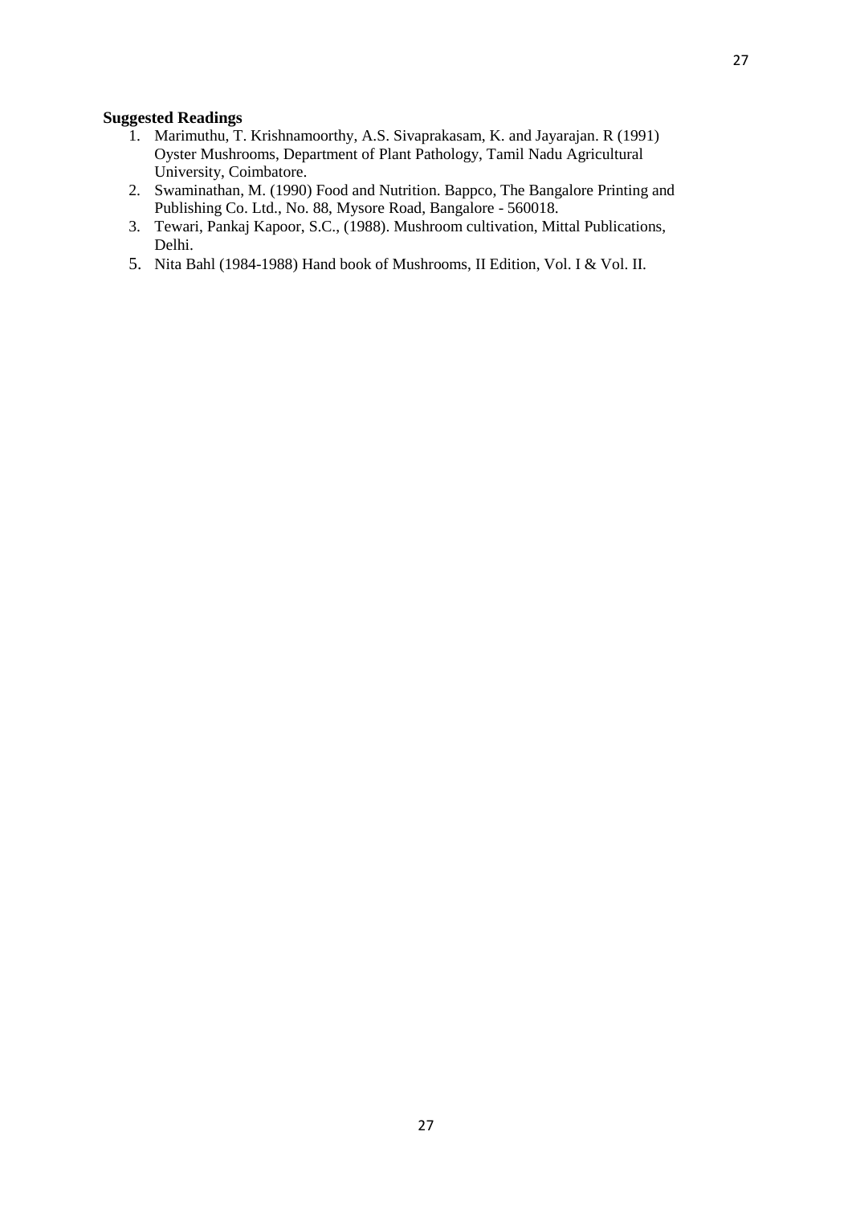**Suggested Readings**

1. Marimuthu, T. Krishnamoorthy, A.S. Sivaprakasam, K. and Jayarajan. R (1991) Oyster Mushrooms, Department of Plant Pathology, Tamil Nadu Agricultural University, Coimbatore.
2. Swaminathan, M. (1990) Food and Nutrition. Bappco, The Bangalore Printing and Publishing Co. Ltd., No. 88, Mysore Road, Bangalore - 560018.
3. Tewari, Pankaj Kapoor, S.C., (1988). Mushroom cultivation, Mittal Publications, Delhi.

5. Nita Bahl (1984-1988) Hand book of Mushrooms, II Edition, Vol. I & Vol. II.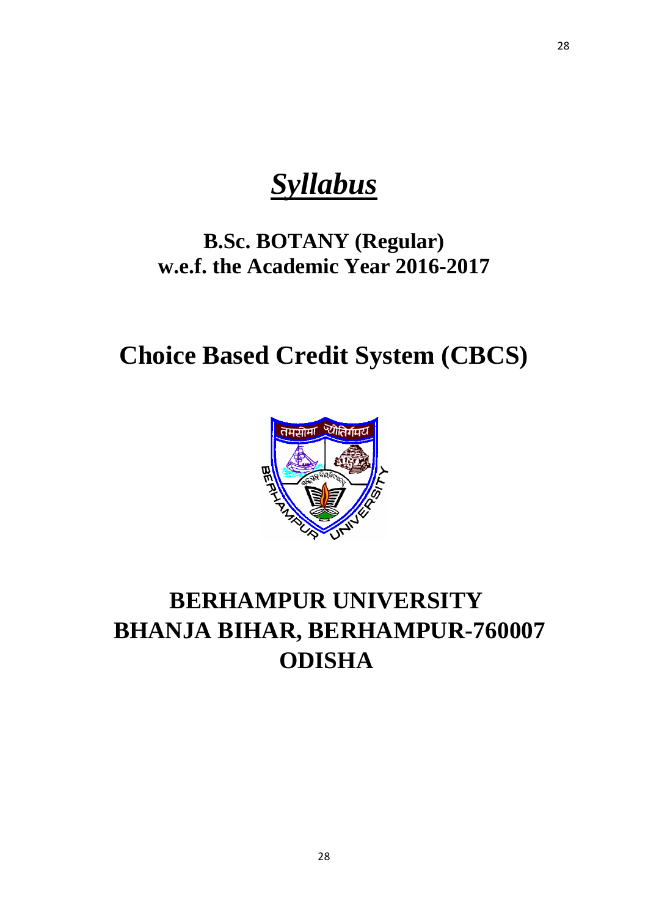# *Syllabus*

## B.Sc. BOTANY (Regular)
## w.e.f. the Academic Year 2016-2017

# Choice Based Credit System (CBCS)

# BERHAMPUR UNIVERSITY
# BHANJA BIHAR, BERHAMPUR-760007
# ODISHA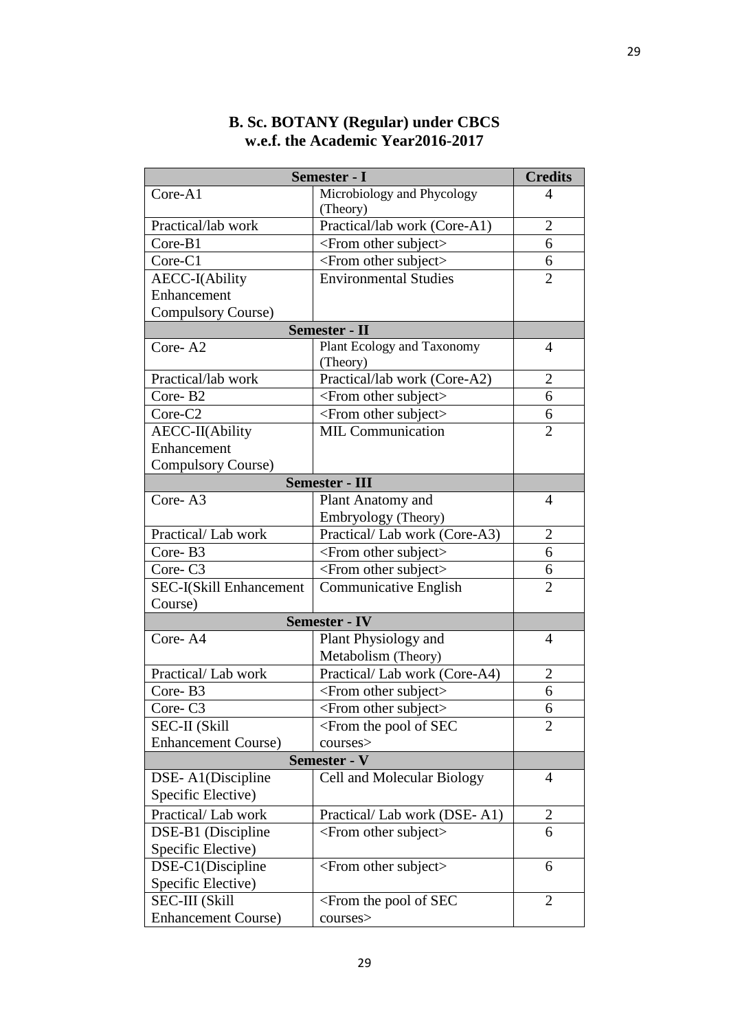# B. Sc. BOTANY (Regular) under CBCS
## w.e.f. the Academic Year2016-2017

| Semester - I | | Credits |
|---|---|---|
| Core-A1 | Microbiology and Phycology (Theory) | 4 |
| Practical/lab work | Practical/lab work (Core-A1) | 2 |
| Core-B1 | <From other subject> | 6 |
| Core-C1 | <From other subject> | 6 |
| AECC-I(Ability Enhancement Compulsory Course) | Environmental Studies | 2 |
| **Semester - II** | | |
| Core- A2 | Plant Ecology and Taxonomy (Theory) | 4 |
| Practical/lab work | Practical/lab work (Core-A2) | 2 |
| Core- B2 | <From other subject> | 6 |
| Core-C2 | <From other subject> | 6 |
| AECC-II(Ability Enhancement Compulsory Course) | MIL Communication | 2 |
| **Semester - III** | | |
| Core- A3 | Plant Anatomy and Embryology (Theory) | 4 |
| Practical/ Lab work | Practical/ Lab work (Core-A3) | 2 |
| Core- B3 | <From other subject> | 6 |
| Core- C3 | <From other subject> | 6 |
| SEC-I(Skill Enhancement Course) | Communicative English | 2 |
| **Semester - IV** | | |
| Core- A4 | Plant Physiology and Metabolism (Theory) | 4 |
| Practical/ Lab work | Practical/ Lab work (Core-A4) | 2 |
| Core- B3 | <From other subject> | 6 |
| Core- C3 | <From other subject> | 6 |
| SEC-II (Skill Enhancement Course) | <From the pool of SEC courses> | 2 |
| **Semester - V** | | |
| DSE- A1(Discipline Specific Elective) | Cell and Molecular Biology | 4 |
| Practical/ Lab work | Practical/ Lab work (DSE- A1) | 2 |
| DSE-B1 (Discipline Specific Elective) | <From other subject> | 6 |
| DSE-C1(Discipline Specific Elective) | <From other subject> | 6 |
| SEC-III (Skill Enhancement Course) | <From the pool of SEC courses> | 2 |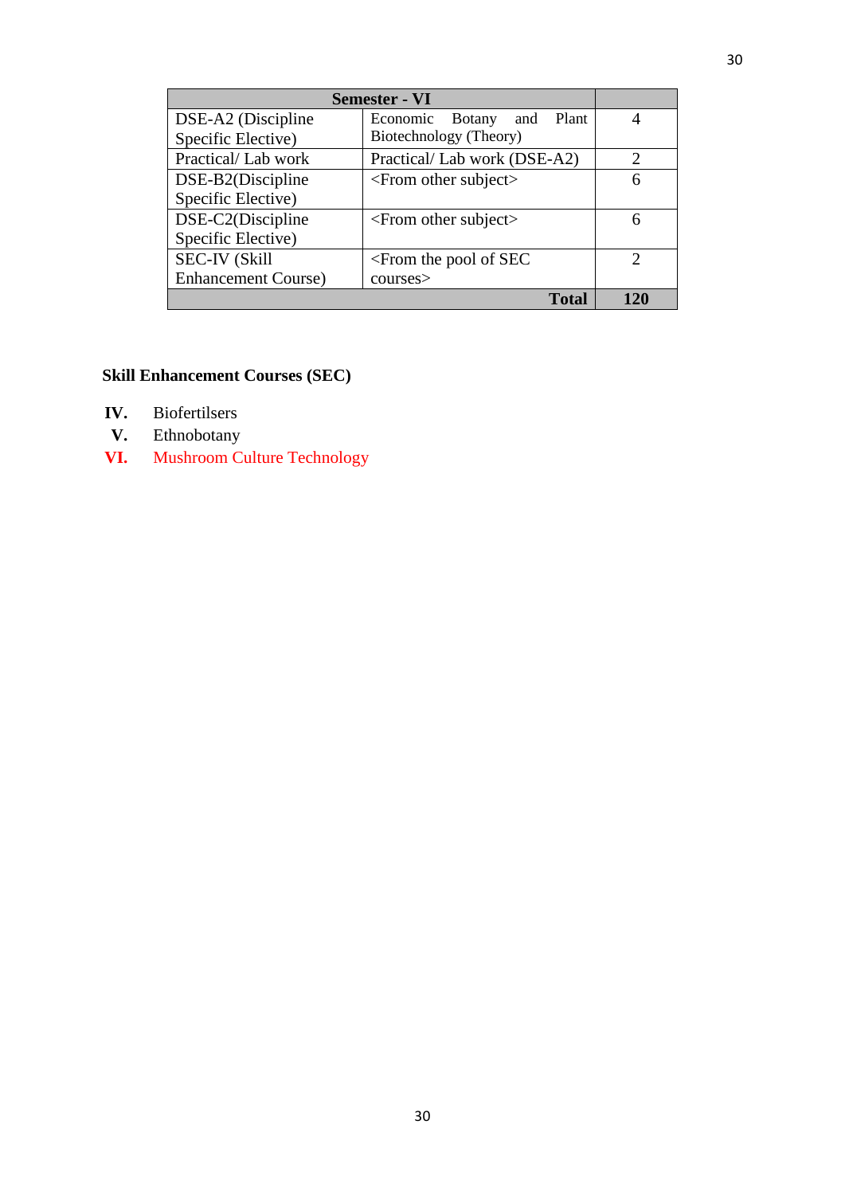| Semester - VI | | |
|---|---|---|
| DSE-A2 (Discipline Specific Elective) | Economic Botany and Plant Biotechnology (Theory) | 4 |
| Practical/ Lab work | Practical/ Lab work (DSE-A2) | 2 |
| DSE-B2(Discipline Specific Elective) | <From other subject> | 6 |
| DSE-C2(Discipline Specific Elective) | <From other subject> | 6 |
| SEC-IV (Skill Enhancement Course) | <From the pool of SEC courses> | 2 |
| | **Total** | **120** |

**Skill Enhancement Courses (SEC)**

**IV.** Biofertilsers

**V.** Ethnobotany

**VI.** Mushroom Culture Technology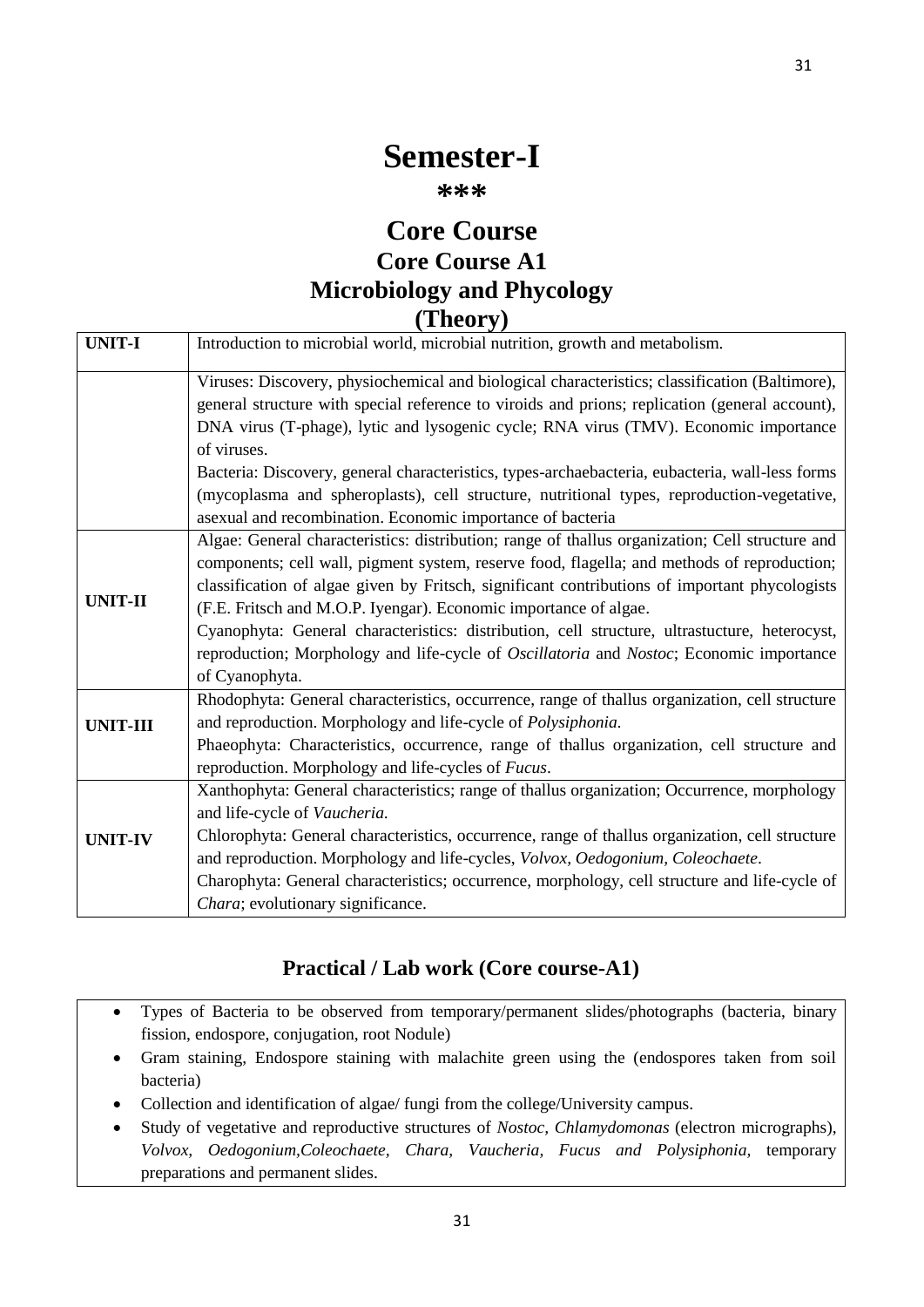# Semester-I

***

## Core Course

## Core Course A1

## Microbiology and Phycology

## (Theory)

| UNIT-I | Introduction to microbial world, microbial nutrition, growth and metabolism. |
|---|---|
| | Viruses: Discovery, physiochemical and biological characteristics; classification (Baltimore), general structure with special reference to viroids and prions; replication (general account), DNA virus (T-phage), lytic and lysogenic cycle; RNA virus (TMV). Economic importance of viruses.<br>Bacteria: Discovery, general characteristics, types-archaebacteria, eubacteria, wall-less forms (mycoplasma and spheroplasts), cell structure, nutritional types, reproduction-vegetative, asexual and recombination. Economic importance of bacteria |
| UNIT-II | Algae: General characteristics: distribution; range of thallus organization; Cell structure and components; cell wall, pigment system, reserve food, flagella; and methods of reproduction; classification of algae given by Fritsch, significant contributions of important phycologists (F.E. Fritsch and M.O.P. Iyengar). Economic importance of algae.<br>Cyanophyta: General characteristics: distribution, cell structure, ultrastucture, heterocyst, reproduction; Morphology and life-cycle of *Oscillatoria* and *Nostoc*; Economic importance of Cyanophyta. |
| UNIT-III | Rhodophyta: General characteristics, occurrence, range of thallus organization, cell structure and reproduction. Morphology and life-cycle of *Polysiphonia*.<br>Phaeophyta: Characteristics, occurrence, range of thallus organization, cell structure and reproduction. Morphology and life-cycles of *Fucus*. |
| UNIT-IV | Xanthophyta: General characteristics; range of thallus organization; Occurrence, morphology and life-cycle of *Vaucheria*.<br>Chlorophyta: General characteristics, occurrence, range of thallus organization, cell structure and reproduction. Morphology and life-cycles, *Volvox, Oedogonium, Coleochaete*.<br>Charophyta: General characteristics; occurrence, morphology, cell structure and life-cycle of *Chara*; evolutionary significance. |

## Practical / Lab work (Core course-A1)

- Types of Bacteria to be observed from temporary/permanent slides/photographs (bacteria, binary fission, endospore, conjugation, root Nodule)
- Gram staining, Endospore staining with malachite green using the (endospores taken from soil bacteria)
- Collection and identification of algae/ fungi from the college/University campus.
- Study of vegetative and reproductive structures of *Nostoc, Chlamydomonas* (electron micrographs), *Volvox, Oedogonium,Coleochaete, Chara, Vaucheria, Fucus and Polysiphonia,* temporary preparations and permanent slides.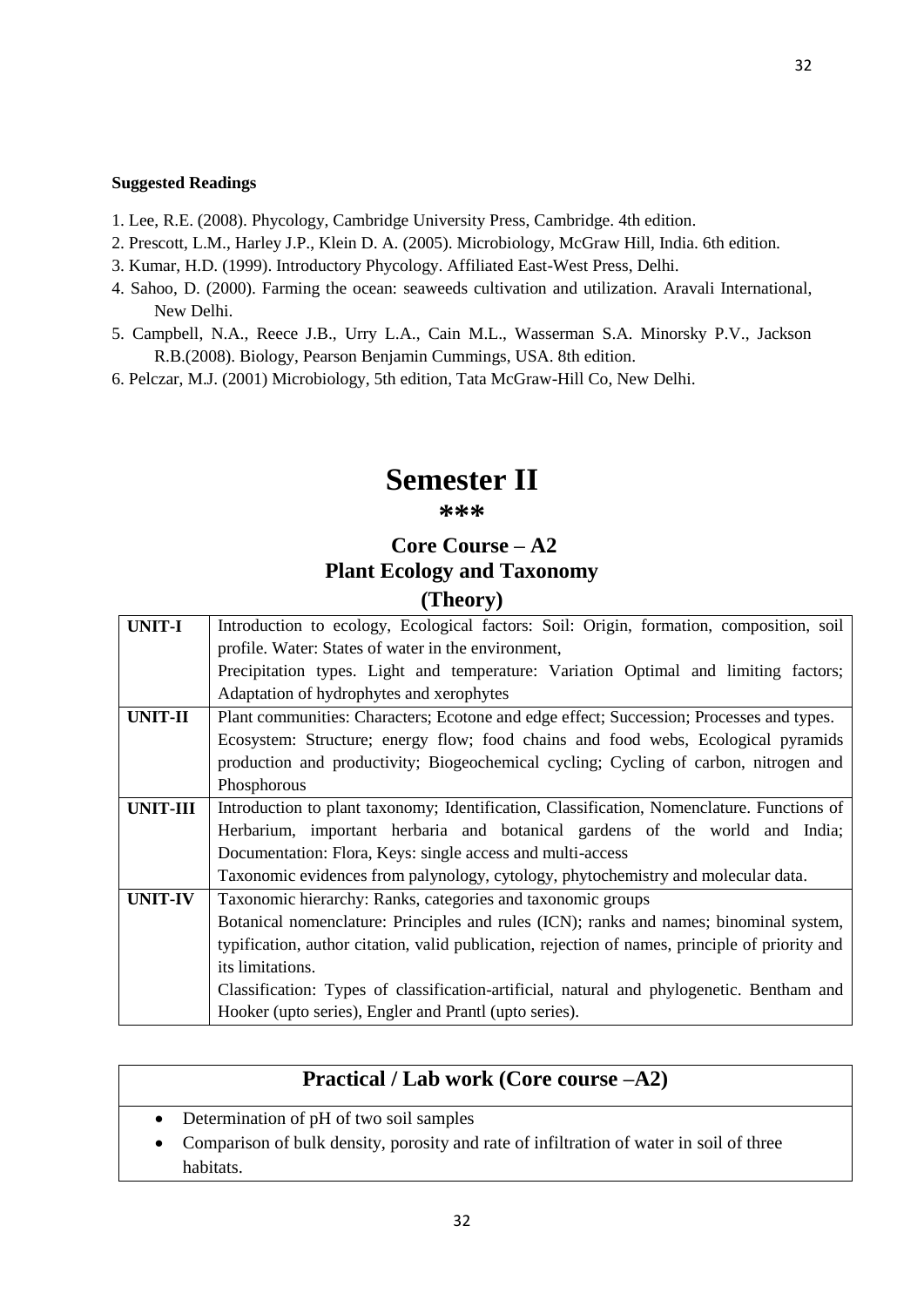**Suggested Readings**

1. Lee, R.E. (2008). Phycology, Cambridge University Press, Cambridge. 4th edition.
2. Prescott, L.M., Harley J.P., Klein D. A. (2005). Microbiology, McGraw Hill, India. 6th edition.
3. Kumar, H.D. (1999). Introductory Phycology. Affiliated East-West Press, Delhi.
4. Sahoo, D. (2000). Farming the ocean: seaweeds cultivation and utilization. Aravali International, New Delhi.
5. Campbell, N.A., Reece J.B., Urry L.A., Cain M.L., Wasserman S.A. Minorsky P.V., Jackson R.B.(2008). Biology, Pearson Benjamin Cummings, USA. 8th edition.
6. Pelczar, M.J. (2001) Microbiology, 5th edition, Tata McGraw-Hill Co, New Delhi.

# Semester II

**\*\*\***

## Core Course – A2
## Plant Ecology and Taxonomy
### (Theory)

| | |
|---|---|
| **UNIT-I** | Introduction to ecology, Ecological factors: Soil: Origin, formation, composition, soil profile. Water: States of water in the environment, Precipitation types. Light and temperature: Variation Optimal and limiting factors; Adaptation of hydrophytes and xerophytes |
| **UNIT-II** | Plant communities: Characters; Ecotone and edge effect; Succession; Processes and types. Ecosystem: Structure; energy flow; food chains and food webs, Ecological pyramids production and productivity; Biogeochemical cycling; Cycling of carbon, nitrogen and Phosphorous |
| **UNIT-III** | Introduction to plant taxonomy; Identification, Classification, Nomenclature. Functions of Herbarium, important herbaria and botanical gardens of the world and India; Documentation: Flora, Keys: single access and multi-access Taxonomic evidences from palynology, cytology, phytochemistry and molecular data. |
| **UNIT-IV** | Taxonomic hierarchy: Ranks, categories and taxonomic groups Botanical nomenclature: Principles and rules (ICN); ranks and names; binominal system, typification, author citation, valid publication, rejection of names, principle of priority and its limitations. Classification: Types of classification-artificial, natural and phylogenetic. Bentham and Hooker (upto series), Engler and Prantl (upto series). |

### Practical / Lab work (Core course –A2)

- Determination of pH of two soil samples
- Comparison of bulk density, porosity and rate of infiltration of water in soil of three habitats.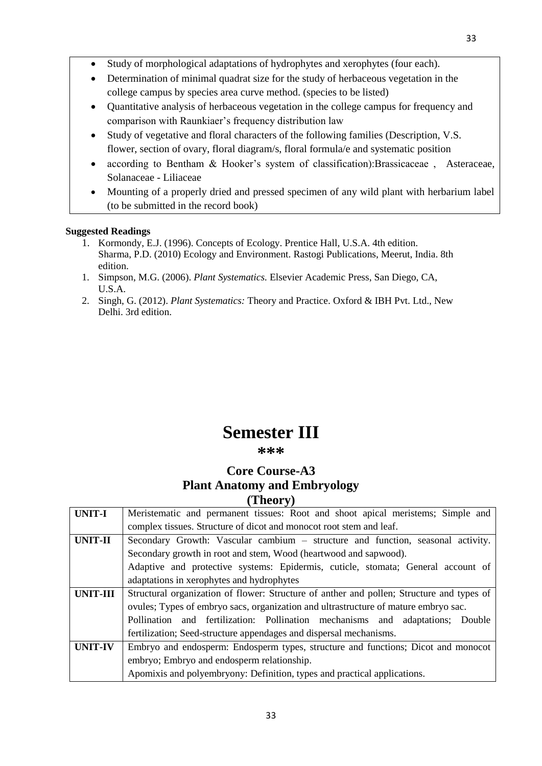- Study of morphological adaptations of hydrophytes and xerophytes (four each).
- Determination of minimal quadrat size for the study of herbaceous vegetation in the college campus by species area curve method. (species to be listed)
- Quantitative analysis of herbaceous vegetation in the college campus for frequency and comparison with Raunkiaer's frequency distribution law
- Study of vegetative and floral characters of the following families (Description, V.S. flower, section of ovary, floral diagram/s, floral formula/e and systematic position
- according to Bentham & Hooker's system of classification):Brassicaceae , Asteraceae, Solanaceae - Liliaceae
- Mounting of a properly dried and pressed specimen of any wild plant with herbarium label (to be submitted in the record book)

**Suggested Readings**

1. Kormondy, E.J. (1996). Concepts of Ecology. Prentice Hall, U.S.A. 4th edition.
   Sharma, P.D. (2010) Ecology and Environment. Rastogi Publications, Meerut, India. 8th edition.
1. Simpson, M.G. (2006). *Plant Systematics.* Elsevier Academic Press, San Diego, CA, U.S.A.
2. Singh, G. (2012). *Plant Systematics:* Theory and Practice. Oxford & IBH Pvt. Ltd., New Delhi. 3rd edition.

# Semester III

**\*\*\***

## Core Course-A3
## Plant Anatomy and Embryology
## (Theory)

| | |
|---|---|
| **UNIT-I** | Meristematic and permanent tissues: Root and shoot apical meristems; Simple and complex tissues. Structure of dicot and monocot root stem and leaf. |
| **UNIT-II** | Secondary Growth: Vascular cambium – structure and function, seasonal activity. Secondary growth in root and stem, Wood (heartwood and sapwood). Adaptive and protective systems: Epidermis, cuticle, stomata; General account of adaptations in xerophytes and hydrophytes |
| **UNIT-III** | Structural organization of flower: Structure of anther and pollen; Structure and types of ovules; Types of embryo sacs, organization and ultrastructure of mature embryo sac. Pollination and fertilization: Pollination mechanisms and adaptations; Double fertilization; Seed-structure appendages and dispersal mechanisms. |
| **UNIT-IV** | Embryo and endosperm: Endosperm types, structure and functions; Dicot and monocot embryo; Embryo and endosperm relationship. Apomixis and polyembryony: Definition, types and practical applications. |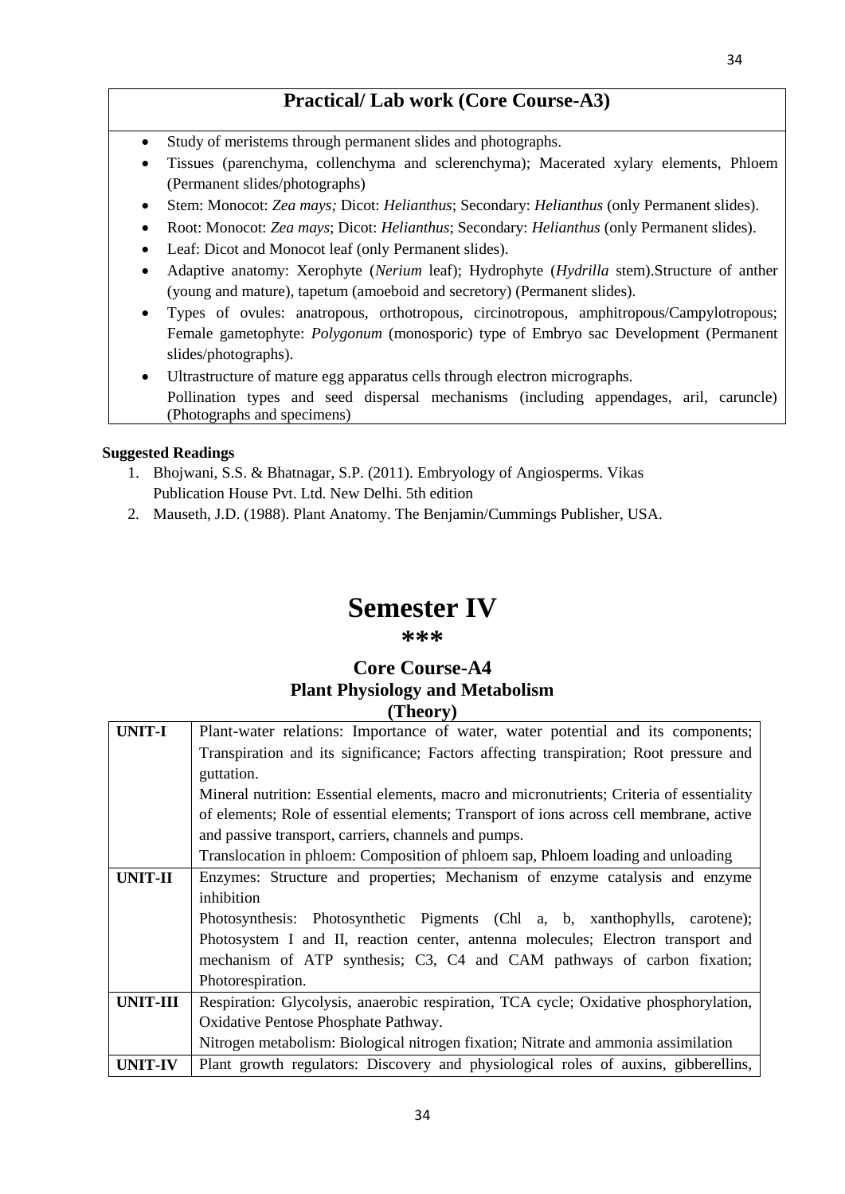## Practical/ Lab work (Core Course-A3)

- Study of meristems through permanent slides and photographs.
- Tissues (parenchyma, collenchyma and sclerenchyma); Macerated xylary elements, Phloem (Permanent slides/photographs)
- Stem: Monocot: *Zea mays;* Dicot: *Helianthus*; Secondary: *Helianthus* (only Permanent slides).
- Root: Monocot: *Zea mays*; Dicot: *Helianthus*; Secondary: *Helianthus* (only Permanent slides).
- Leaf: Dicot and Monocot leaf (only Permanent slides).
- Adaptive anatomy: Xerophyte (*Nerium* leaf); Hydrophyte (*Hydrilla* stem).Structure of anther (young and mature), tapetum (amoeboid and secretory) (Permanent slides).
- Types of ovules: anatropous, orthotropous, circinotropous, amphitropous/Campylotropous; Female gametophyte: *Polygonum* (monosporic) type of Embryo sac Development (Permanent slides/photographs).
- Ultrastructure of mature egg apparatus cells through electron micrographs.
  Pollination types and seed dispersal mechanisms (including appendages, aril, caruncle) (Photographs and specimens)

**Suggested Readings**

1. Bhojwani, S.S. & Bhatnagar, S.P. (2011). Embryology of Angiosperms. Vikas Publication House Pvt. Ltd. New Delhi. 5th edition
2. Mauseth, J.D. (1988). Plant Anatomy. The Benjamin/Cummings Publisher, USA.

# Semester IV

***

## Core Course-A4
## Plant Physiology and Metabolism
### (Theory)

| | |
|---|---|
| **UNIT-I** | Plant-water relations: Importance of water, water potential and its components; Transpiration and its significance; Factors affecting transpiration; Root pressure and guttation.<br>Mineral nutrition: Essential elements, macro and micronutrients; Criteria of essentiality of elements; Role of essential elements; Transport of ions across cell membrane, active and passive transport, carriers, channels and pumps.<br>Translocation in phloem: Composition of phloem sap, Phloem loading and unloading |
| **UNIT-II** | Enzymes: Structure and properties; Mechanism of enzyme catalysis and enzyme inhibition<br>Photosynthesis: Photosynthetic Pigments (Chl a, b, xanthophylls, carotene); Photosystem I and II, reaction center, antenna molecules; Electron transport and mechanism of ATP synthesis; C3, C4 and CAM pathways of carbon fixation; Photorespiration. |
| **UNIT-III** | Respiration: Glycolysis, anaerobic respiration, TCA cycle; Oxidative phosphorylation, Oxidative Pentose Phosphate Pathway.<br>Nitrogen metabolism: Biological nitrogen fixation; Nitrate and ammonia assimilation |
| **UNIT-IV** | Plant growth regulators: Discovery and physiological roles of auxins, gibberellins, |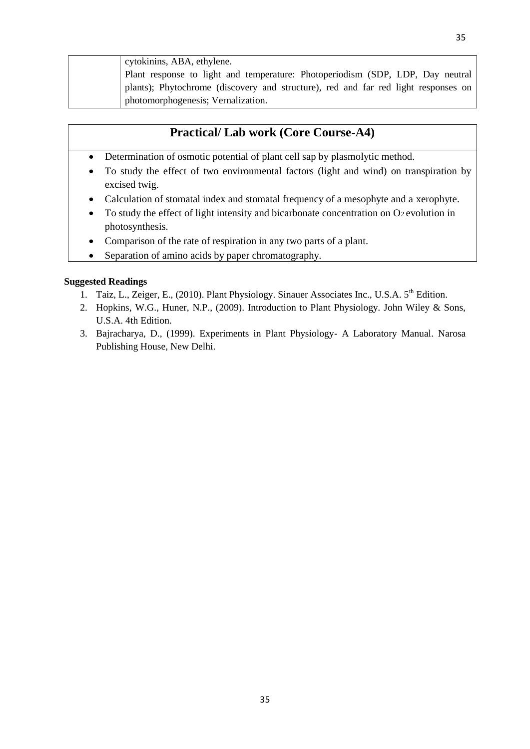| | |
|---|---|
| | cytokinins, ABA, ethylene.<br>Plant response to light and temperature: Photoperiodism (SDP, LDP, Day neutral plants); Phytochrome (discovery and structure), red and far red light responses on photomorphogenesis; Vernalization. |

## Practical/ Lab work (Core Course-A4)

- Determination of osmotic potential of plant cell sap by plasmolytic method.
- To study the effect of two environmental factors (light and wind) on transpiration by excised twig.
- Calculation of stomatal index and stomatal frequency of a mesophyte and a xerophyte.
- To study the effect of light intensity and bicarbonate concentration on $O_2$ evolution in photosynthesis.
- Comparison of the rate of respiration in any two parts of a plant.
- Separation of amino acids by paper chromatography.

**Suggested Readings**

1. Taiz, L., Zeiger, E., (2010). Plant Physiology. Sinauer Associates Inc., U.S.A. 5th Edition.
2. Hopkins, W.G., Huner, N.P., (2009). Introduction to Plant Physiology. John Wiley & Sons, U.S.A. 4th Edition.
3. Bajracharya, D., (1999). Experiments in Plant Physiology- A Laboratory Manual. Narosa Publishing House, New Delhi.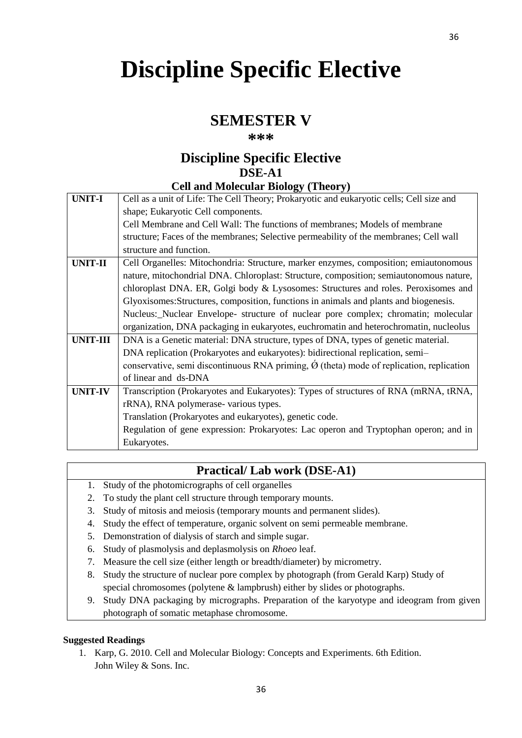# Discipline Specific Elective

## SEMESTER V

***

## Discipline Specific Elective

### DSE-A1

### Cell and Molecular Biology (Theory)

| | |
|---|---|
| **UNIT-I** | Cell as a unit of Life: The Cell Theory; Prokaryotic and eukaryotic cells; Cell size and shape; Eukaryotic Cell components.<br>Cell Membrane and Cell Wall: The functions of membranes; Models of membrane structure; Faces of the membranes; Selective permeability of the membranes; Cell wall structure and function. |
| **UNIT-II** | Cell Organelles: Mitochondria: Structure, marker enzymes, composition; emiautonomous nature, mitochondrial DNA. Chloroplast: Structure, composition; semiautonomous nature, chloroplast DNA. ER, Golgi body & Lysosomes: Structures and roles. Peroxisomes and Glyoxisomes:Structures, composition, functions in animals and plants and biogenesis.<br>Nucleus:_Nuclear Envelope- structure of nuclear pore complex; chromatin; molecular organization, DNA packaging in eukaryotes, euchromatin and heterochromatin, nucleolus |
| **UNIT-III** | DNA is a Genetic material: DNA structure, types of DNA, types of genetic material.<br>DNA replication (Prokaryotes and eukaryotes): bidirectional replication, semi–conservative, semi discontinuous RNA priming, Ǿ (theta) mode of replication, replication of linear and ds-DNA |
| **UNIT-IV** | Transcription (Prokaryotes and Eukaryotes): Types of structures of RNA (mRNA, tRNA, rRNA), RNA polymerase- various types.<br>Translation (Prokaryotes and eukaryotes), genetic code.<br>Regulation of gene expression: Prokaryotes: Lac operon and Tryptophan operon; and in Eukaryotes. |

## Practical/ Lab work (DSE-A1)

1. Study of the photomicrographs of cell organelles
2. To study the plant cell structure through temporary mounts.
3. Study of mitosis and meiosis (temporary mounts and permanent slides).
4. Study the effect of temperature, organic solvent on semi permeable membrane.
5. Demonstration of dialysis of starch and simple sugar.
6. Study of plasmolysis and deplasmolysis on *Rhoeo* leaf.
7. Measure the cell size (either length or breadth/diameter) by micrometry.
8. Study the structure of nuclear pore complex by photograph (from Gerald Karp) Study of special chromosomes (polytene & lampbrush) either by slides or photographs.
9. Study DNA packaging by micrographs. Preparation of the karyotype and ideogram from given photograph of somatic metaphase chromosome.

**Suggested Readings**

1. Karp, G. 2010. Cell and Molecular Biology: Concepts and Experiments. 6th Edition. John Wiley & Sons. Inc.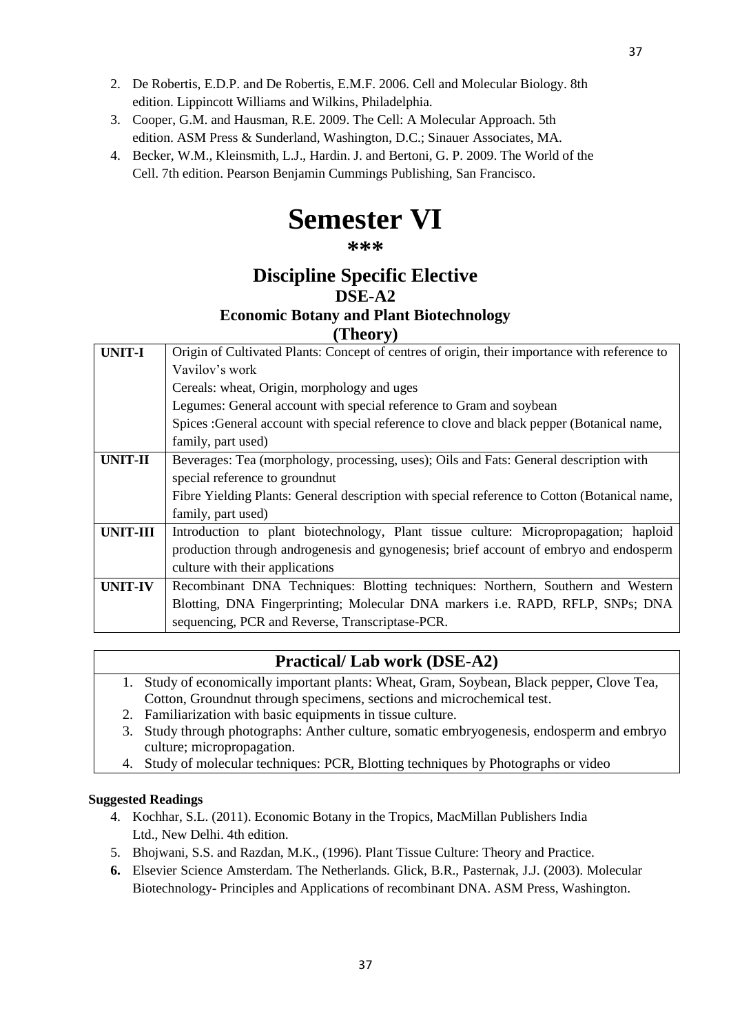2. De Robertis, E.D.P. and De Robertis, E.M.F. 2006. Cell and Molecular Biology. 8th edition. Lippincott Williams and Wilkins, Philadelphia.
3. Cooper, G.M. and Hausman, R.E. 2009. The Cell: A Molecular Approach. 5th edition. ASM Press & Sunderland, Washington, D.C.; Sinauer Associates, MA.
4. Becker, W.M., Kleinsmith, L.J., Hardin. J. and Bertoni, G. P. 2009. The World of the Cell. 7th edition. Pearson Benjamin Cummings Publishing, San Francisco.

# Semester VI

**\*\*\***

## Discipline Specific Elective

### DSE-A2

### Economic Botany and Plant Biotechnology

### (Theory)

| | |
|---|---|
| **UNIT-I** | Origin of Cultivated Plants: Concept of centres of origin, their importance with reference to Vavilov's work<br>Cereals: wheat, Origin, morphology and uges<br>Legumes: General account with special reference to Gram and soybean<br>Spices :General account with special reference to clove and black pepper (Botanical name, family, part used) |
| **UNIT-II** | Beverages: Tea (morphology, processing, uses); Oils and Fats: General description with special reference to groundnut<br>Fibre Yielding Plants: General description with special reference to Cotton (Botanical name, family, part used) |
| **UNIT-III** | Introduction to plant biotechnology, Plant tissue culture: Micropropagation; haploid production through androgenesis and gynogenesis; brief account of embryo and endosperm culture with their applications |
| **UNIT-IV** | Recombinant DNA Techniques: Blotting techniques: Northern, Southern and Western Blotting, DNA Fingerprinting; Molecular DNA markers i.e. RAPD, RFLP, SNPs; DNA sequencing, PCR and Reverse, Transcriptase-PCR. |

## Practical/ Lab work (DSE-A2)

1. Study of economically important plants: Wheat, Gram, Soybean, Black pepper, Clove Tea, Cotton, Groundnut through specimens, sections and microchemical test.
2. Familiarization with basic equipments in tissue culture.
3. Study through photographs: Anther culture, somatic embryogenesis, endosperm and embryo culture; micropropagation.
4. Study of molecular techniques: PCR, Blotting techniques by Photographs or video

**Suggested Readings**

4. Kochhar, S.L. (2011). Economic Botany in the Tropics, MacMillan Publishers India Ltd., New Delhi. 4th edition.
5. Bhojwani, S.S. and Razdan, M.K., (1996). Plant Tissue Culture: Theory and Practice.
6. Elsevier Science Amsterdam. The Netherlands. Glick, B.R., Pasternak, J.J. (2003). Molecular Biotechnology- Principles and Applications of recombinant DNA. ASM Press, Washington.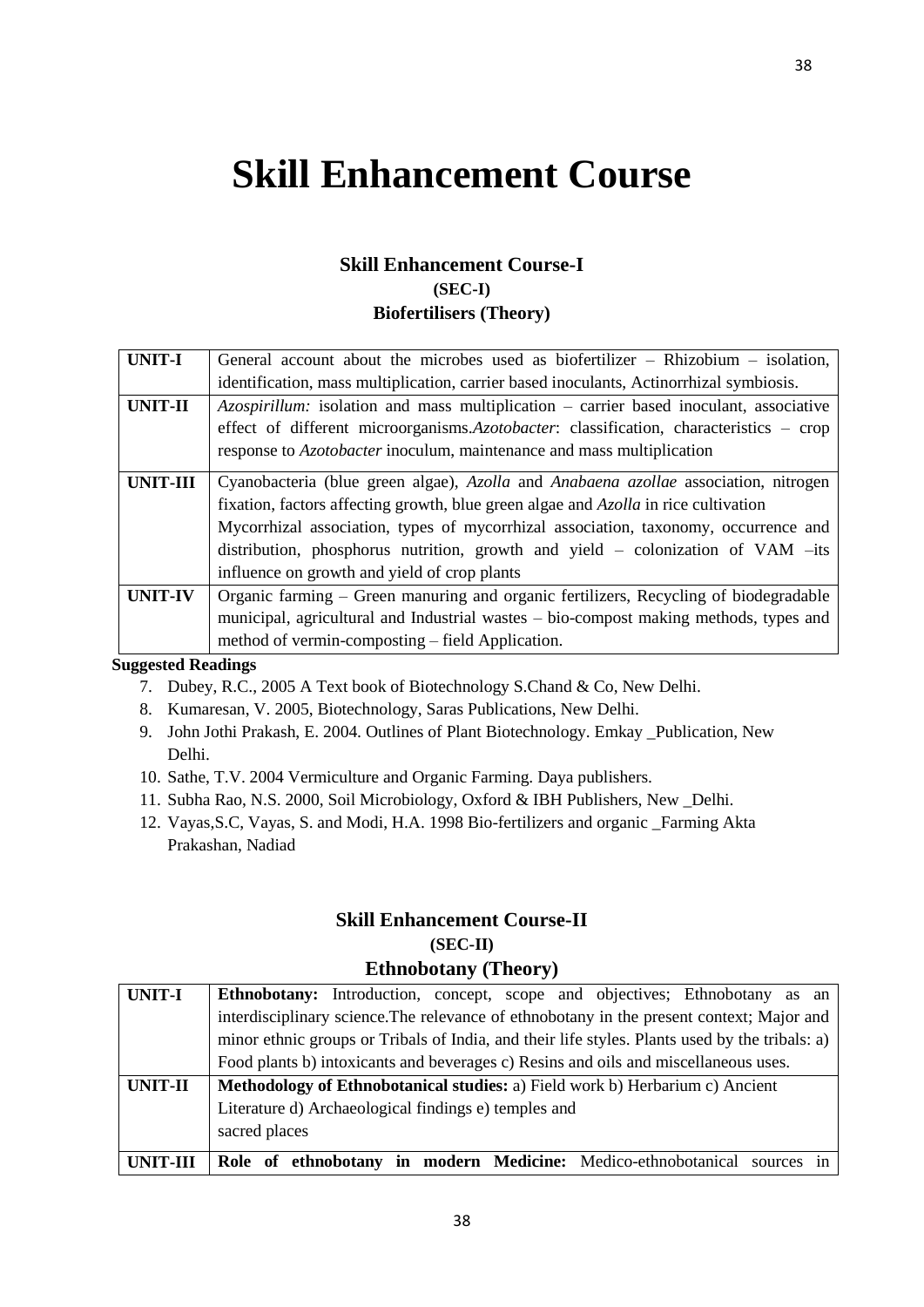# Skill Enhancement Course

### Skill Enhancement Course-I
### (SEC-I)
### Biofertilisers (Theory)

| | |
|---|---|
| **UNIT-I** | General account about the microbes used as biofertilizer – Rhizobium – isolation, identification, mass multiplication, carrier based inoculants, Actinorrhizal symbiosis. |
| **UNIT-II** | *Azospirillum:* isolation and mass multiplication – carrier based inoculant, associative effect of different microorganisms.*Azotobacter*: classification, characteristics – crop response to *Azotobacter* inoculum, maintenance and mass multiplication |
| **UNIT-III** | Cyanobacteria (blue green algae), *Azolla* and *Anabaena azollae* association, nitrogen fixation, factors affecting growth, blue green algae and *Azolla* in rice cultivation Mycorrhizal association, types of mycorrhizal association, taxonomy, occurrence and distribution, phosphorus nutrition, growth and yield – colonization of VAM –its influence on growth and yield of crop plants |
| **UNIT-IV** | Organic farming – Green manuring and organic fertilizers, Recycling of biodegradable municipal, agricultural and Industrial wastes – bio-compost making methods, types and method of vermin-composting – field Application. |

**Suggested Readings**

7. Dubey, R.C., 2005 A Text book of Biotechnology S.Chand & Co, New Delhi.
8. Kumaresan, V. 2005, Biotechnology, Saras Publications, New Delhi.
9. John Jothi Prakash, E. 2004. Outlines of Plant Biotechnology. Emkay _Publication, New Delhi.
10. Sathe, T.V. 2004 Vermiculture and Organic Farming. Daya publishers.
11. Subha Rao, N.S. 2000, Soil Microbiology, Oxford & IBH Publishers, New _Delhi.
12. Vayas,S.C, Vayas, S. and Modi, H.A. 1998 Bio-fertilizers and organic _Farming Akta Prakashan, Nadiad

### Skill Enhancement Course-II
### (SEC-II)
### Ethnobotany (Theory)

| | |
|---|---|
| **UNIT-I** | **Ethnobotany:** Introduction, concept, scope and objectives; Ethnobotany as an interdisciplinary science.The relevance of ethnobotany in the present context; Major and minor ethnic groups or Tribals of India, and their life styles. Plants used by the tribals: a) Food plants b) intoxicants and beverages c) Resins and oils and miscellaneous uses. |
| **UNIT-II** | **Methodology of Ethnobotanical studies:** a) Field work b) Herbarium c) Ancient Literature d) Archaeological findings e) temples and sacred places |
| **UNIT-III** | **Role of ethnobotany in modern Medicine:** Medico-ethnobotanical sources in |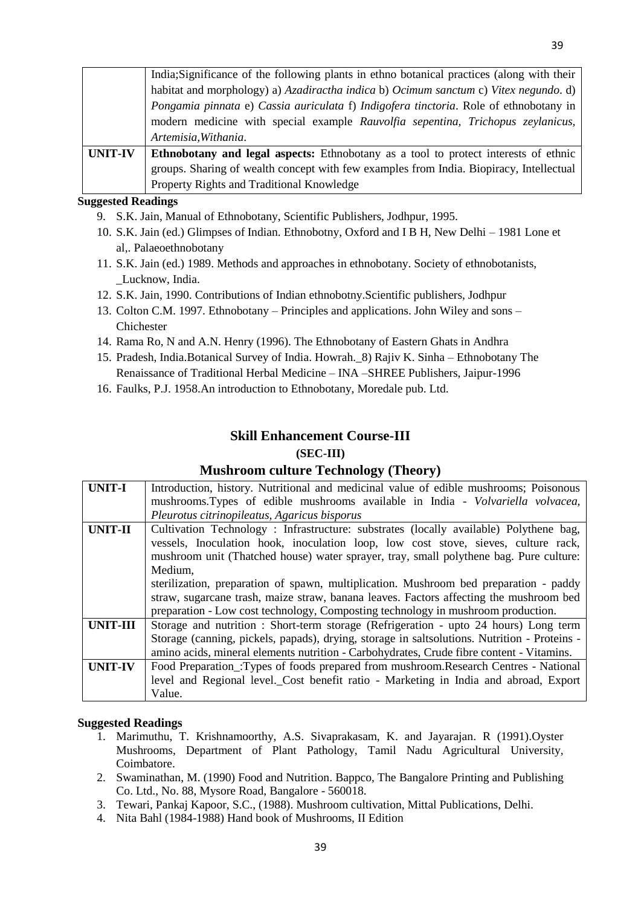| | |
|---|---|
| | India;Significance of the following plants in ethno botanical practices (along with their habitat and morphology) a) *Azadiractha indica* b) *Ocimum sanctum* c) *Vitex negundo*. d) *Pongamia pinnata* e) *Cassia auriculata* f) *Indigofera tinctoria*. Role of ethnobotany in modern medicine with special example *Rauvolfia sepentina, Trichopus zeylanicus, Artemisia,Withania*. |
| **UNIT-IV** | **Ethnobotany and legal aspects:** Ethnobotany as a tool to protect interests of ethnic groups. Sharing of wealth concept with few examples from India. Biopiracy, Intellectual Property Rights and Traditional Knowledge |

**Suggested Readings**

9. S.K. Jain, Manual of Ethnobotany, Scientific Publishers, Jodhpur, 1995.
10. S.K. Jain (ed.) Glimpses of Indian. Ethnobotny, Oxford and I B H, New Delhi – 1981 Lone et al,. Palaeoethnobotany
11. S.K. Jain (ed.) 1989. Methods and approaches in ethnobotany. Society of ethnobotanists, _Lucknow, India.
12. S.K. Jain, 1990. Contributions of Indian ethnobotny.Scientific publishers, Jodhpur
13. Colton C.M. 1997. Ethnobotany – Principles and applications. John Wiley and sons – Chichester
14. Rama Ro, N and A.N. Henry (1996). The Ethnobotany of Eastern Ghats in Andhra
15. Pradesh, India.Botanical Survey of India. Howrah._8) Rajiv K. Sinha – Ethnobotany The Renaissance of Traditional Herbal Medicine – INA –SHREE Publishers, Jaipur-1996
16. Faulks, P.J. 1958.An introduction to Ethnobotany, Moredale pub. Ltd.

## Skill Enhancement Course-III

### (SEC-III)

### Mushroom culture Technology (Theory)

| | |
|---|---|
| **UNIT-I** | Introduction, history. Nutritional and medicinal value of edible mushrooms; Poisonous mushrooms.Types of edible mushrooms available in India - *Volvariella volvacea, Pleurotus citrinopileatus, Agaricus bisporus* |
| **UNIT-II** | Cultivation Technology : Infrastructure: substrates (locally available) Polythene bag, vessels, Inoculation hook, inoculation loop, low cost stove, sieves, culture rack, mushroom unit (Thatched house) water sprayer, tray, small polythene bag. Pure culture: Medium, sterilization, preparation of spawn, multiplication. Mushroom bed preparation - paddy straw, sugarcane trash, maize straw, banana leaves. Factors affecting the mushroom bed preparation - Low cost technology, Composting technology in mushroom production. |
| **UNIT-III** | Storage and nutrition : Short-term storage (Refrigeration - upto 24 hours) Long term Storage (canning, pickels, papads), drying, storage in saltsolutions. Nutrition - Proteins - amino acids, mineral elements nutrition - Carbohydrates, Crude fibre content - Vitamins. |
| **UNIT-IV** | Food Preparation_:Types of foods prepared from mushroom.Research Centres - National level and Regional level._Cost benefit ratio - Marketing in India and abroad, Export Value. |

**Suggested Readings**

1. Marimuthu, T. Krishnamoorthy, A.S. Sivaprakasam, K. and Jayarajan. R (1991).Oyster Mushrooms, Department of Plant Pathology, Tamil Nadu Agricultural University, Coimbatore.
2. Swaminathan, M. (1990) Food and Nutrition. Bappco, The Bangalore Printing and Publishing Co. Ltd., No. 88, Mysore Road, Bangalore - 560018.
3. Tewari, Pankaj Kapoor, S.C., (1988). Mushroom cultivation, Mittal Publications, Delhi.
4. Nita Bahl (1984-1988) Hand book of Mushrooms, II Edition